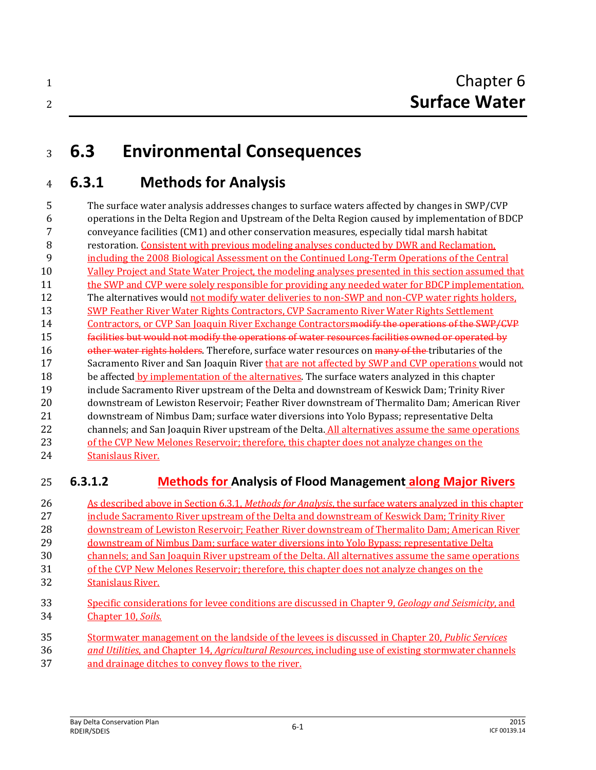# Chapter 6
# Surface Water

## 6.3 Environmental Consequences

### 6.3.1 Methods for Analysis

The surface water analysis addresses changes to surface waters affected by changes in SWP/CVP operations in the Delta Region and Upstream of the Delta Region caused by implementation of BDCP conveyance facilities (CM1) and other conservation measures, especially tidal marsh habitat restoration. Consistent with previous modeling analyses conducted by DWR and Reclamation, including the 2008 Biological Assessment on the Continued Long-Term Operations of the Central Valley Project and State Water Project, the modeling analyses presented in this section assumed that the SWP and CVP were solely responsible for providing any needed water for BDCP implementation. The alternatives would not modify water deliveries to non-SWP and non-CVP water rights holders, SWP Feather River Water Rights Contractors, CVP Sacramento River Water Rights Settlement Contractors, or CVP San Joaquin River Exchange Contractors~~modify the operations of the SWP/CVP facilities but would not modify the operations of water resources facilities owned or operated by other water rights holders~~. Therefore, surface water resources on ~~many of the~~ tributaries of the Sacramento River and San Joaquin River that are not affected by SWP and CVP operations would not be affected by implementation of the alternatives. The surface waters analyzed in this chapter include Sacramento River upstream of the Delta and downstream of Keswick Dam; Trinity River downstream of Lewiston Reservoir; Feather River downstream of Thermalito Dam; American River downstream of Nimbus Dam; surface water diversions into Yolo Bypass; representative Delta channels; and San Joaquin River upstream of the Delta. All alternatives assume the same operations of the CVP New Melones Reservoir; therefore, this chapter does not analyze changes on the Stanislaus River.

#### 6.3.1.2 Methods for Analysis of Flood Management along Major Rivers

As described above in Section 6.3.1, *Methods for Analysis*, the surface waters analyzed in this chapter include Sacramento River upstream of the Delta and downstream of Keswick Dam; Trinity River downstream of Lewiston Reservoir; Feather River downstream of Thermalito Dam; American River downstream of Nimbus Dam; surface water diversions into Yolo Bypass; representative Delta channels; and San Joaquin River upstream of the Delta. All alternatives assume the same operations of the CVP New Melones Reservoir; therefore, this chapter does not analyze changes on the Stanislaus River.

Specific considerations for levee conditions are discussed in Chapter 9, *Geology and Seismicity*, and Chapter 10, *Soils*.

Stormwater management on the landside of the levees is discussed in Chapter 20, *Public Services and Utilities*, and Chapter 14, *Agricultural Resources*, including use of existing stormwater channels and drainage ditches to convey flows to the river.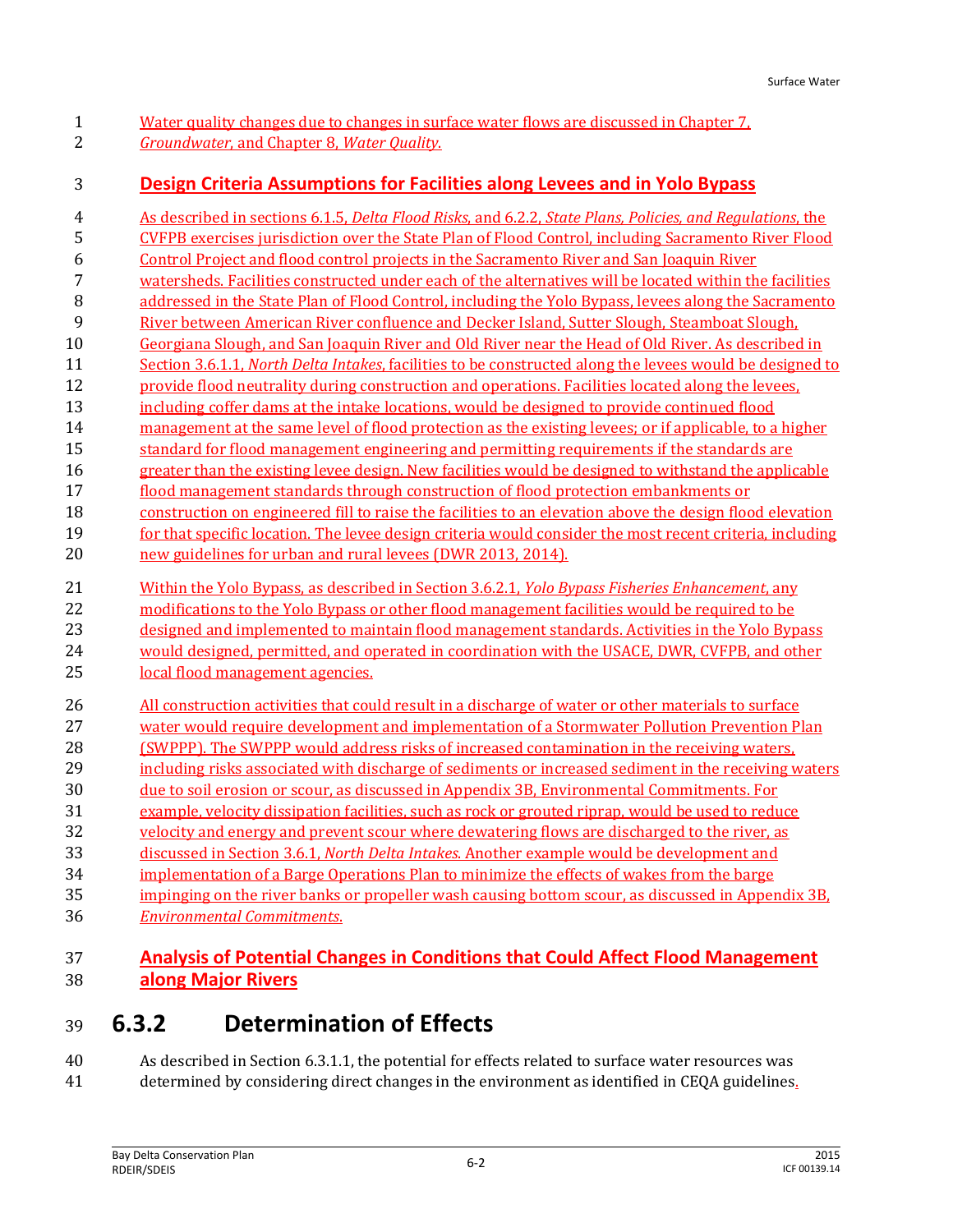Water quality changes due to changes in surface water flows are discussed in Chapter 7, *Groundwater*, and Chapter 8, *Water Quality*.

### Design Criteria Assumptions for Facilities along Levees and in Yolo Bypass

As described in sections 6.1.5, *Delta Flood Risks*, and 6.2.2, *State Plans, Policies, and Regulations*, the CVFPB exercises jurisdiction over the State Plan of Flood Control, including Sacramento River Flood Control Project and flood control projects in the Sacramento River and San Joaquin River watersheds. Facilities constructed under each of the alternatives will be located within the facilities addressed in the State Plan of Flood Control, including the Yolo Bypass, levees along the Sacramento River between American River confluence and Decker Island, Sutter Slough, Steamboat Slough, Georgiana Slough, and San Joaquin River and Old River near the Head of Old River. As described in Section 3.6.1.1, *North Delta Intakes*, facilities to be constructed along the levees would be designed to provide flood neutrality during construction and operations. Facilities located along the levees, including coffer dams at the intake locations, would be designed to provide continued flood management at the same level of flood protection as the existing levees; or if applicable, to a higher standard for flood management engineering and permitting requirements if the standards are greater than the existing levee design. New facilities would be designed to withstand the applicable flood management standards through construction of flood protection embankments or construction on engineered fill to raise the facilities to an elevation above the design flood elevation for that specific location. The levee design criteria would consider the most recent criteria, including new guidelines for urban and rural levees (DWR 2013, 2014).

Within the Yolo Bypass, as described in Section 3.6.2.1, *Yolo Bypass Fisheries Enhancement*, any modifications to the Yolo Bypass or other flood management facilities would be required to be designed and implemented to maintain flood management standards. Activities in the Yolo Bypass would designed, permitted, and operated in coordination with the USACE, DWR, CVFPB, and other local flood management agencies.

All construction activities that could result in a discharge of water or other materials to surface water would require development and implementation of a Stormwater Pollution Prevention Plan (SWPPP). The SWPPP would address risks of increased contamination in the receiving waters, including risks associated with discharge of sediments or increased sediment in the receiving waters due to soil erosion or scour, as discussed in Appendix 3B, Environmental Commitments. For example, velocity dissipation facilities, such as rock or grouted riprap, would be used to reduce velocity and energy and prevent scour where dewatering flows are discharged to the river, as discussed in Section 3.6.1, *North Delta Intakes*. Another example would be development and implementation of a Barge Operations Plan to minimize the effects of wakes from the barge impinging on the river banks or propeller wash causing bottom scour, as discussed in Appendix 3B, *Environmental Commitments*.

### Analysis of Potential Changes in Conditions that Could Affect Flood Management along Major Rivers

## 6.3.2 Determination of Effects

As described in Section 6.3.1.1, the potential for effects related to surface water resources was determined by considering direct changes in the environment as identified in CEQA guidelines.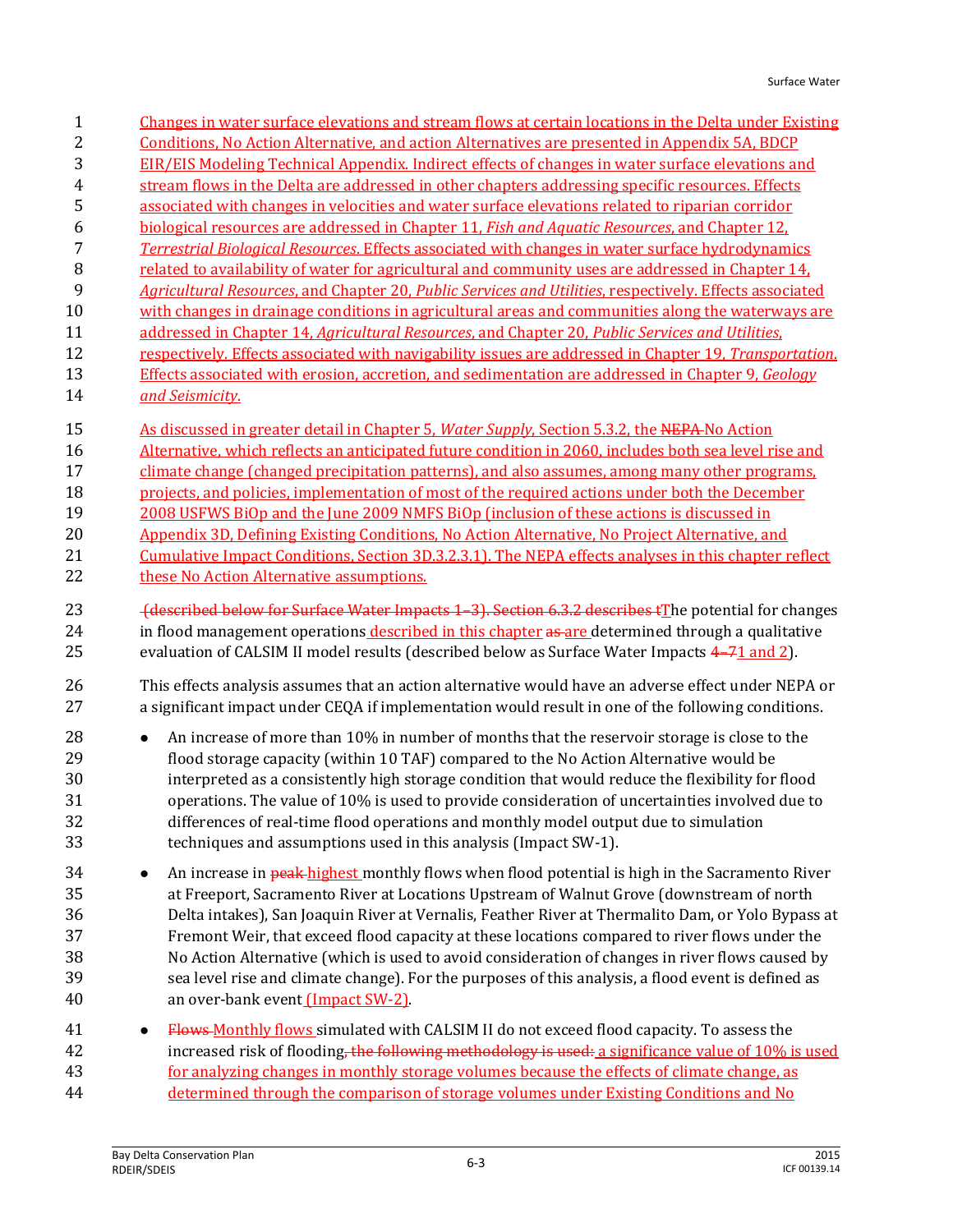Changes in water surface elevations and stream flows at certain locations in the Delta under Existing Conditions, No Action Alternative, and action Alternatives are presented in Appendix 5A, BDCP EIR/EIS Modeling Technical Appendix. Indirect effects of changes in water surface elevations and stream flows in the Delta are addressed in other chapters addressing specific resources. Effects associated with changes in velocities and water surface elevations related to riparian corridor biological resources are addressed in Chapter 11, *Fish and Aquatic Resources*, and Chapter 12, *Terrestrial Biological Resources*. Effects associated with changes in water surface hydrodynamics related to availability of water for agricultural and community uses are addressed in Chapter 14, *Agricultural Resources*, and Chapter 20, *Public Services and Utilities*, respectively. Effects associated with changes in drainage conditions in agricultural areas and communities along the waterways are addressed in Chapter 14, *Agricultural Resources*, and Chapter 20, *Public Services and Utilities*, respectively. Effects associated with navigability issues are addressed in Chapter 19, *Transportation*. Effects associated with erosion, accretion, and sedimentation are addressed in Chapter 9, *Geology and Seismicity*.

As discussed in greater detail in Chapter 5, *Water Supply*, Section 5.3.2, the ~~NEPA~~ No Action Alternative, which reflects an anticipated future condition in 2060, includes both sea level rise and climate change (changed precipitation patterns), and also assumes, among many other programs, projects, and policies, implementation of most of the required actions under both the December 2008 USFWS BiOp and the June 2009 NMFS BiOp (inclusion of these actions is discussed in Appendix 3D, Defining Existing Conditions, No Action Alternative, No Project Alternative, and Cumulative Impact Conditions, Section 3D.3.2.3.1). The NEPA effects analyses in this chapter reflect these No Action Alternative assumptions.

~~(described below for Surface Water Impacts 1–3). Section 6.3.2 describes t~~The potential for changes in flood management operations described in this chapter ~~as~~ are determined through a qualitative evaluation of CALSIM II model results (described below as Surface Water Impacts ~~4–7~~1 and 2).

This effects analysis assumes that an action alternative would have an adverse effect under NEPA or a significant impact under CEQA if implementation would result in one of the following conditions.

- An increase of more than 10% in number of months that the reservoir storage is close to the flood storage capacity (within 10 TAF) compared to the No Action Alternative would be interpreted as a consistently high storage condition that would reduce the flexibility for flood operations. The value of 10% is used to provide consideration of uncertainties involved due to differences of real-time flood operations and monthly model output due to simulation techniques and assumptions used in this analysis (Impact SW-1).
- An increase in ~~peak~~ highest monthly flows when flood potential is high in the Sacramento River at Freeport, Sacramento River at Locations Upstream of Walnut Grove (downstream of north Delta intakes), San Joaquin River at Vernalis, Feather River at Thermalito Dam, or Yolo Bypass at Fremont Weir, that exceed flood capacity at these locations compared to river flows under the No Action Alternative (which is used to avoid consideration of changes in river flows caused by sea level rise and climate change). For the purposes of this analysis, a flood event is defined as an over-bank event (Impact SW-2).
- ~~Flows~~ Monthly flows simulated with CALSIM II do not exceed flood capacity. To assess the increased risk of flooding~~, the following methodology is used:~~ a significance value of 10% is used for analyzing changes in monthly storage volumes because the effects of climate change, as determined through the comparison of storage volumes under Existing Conditions and No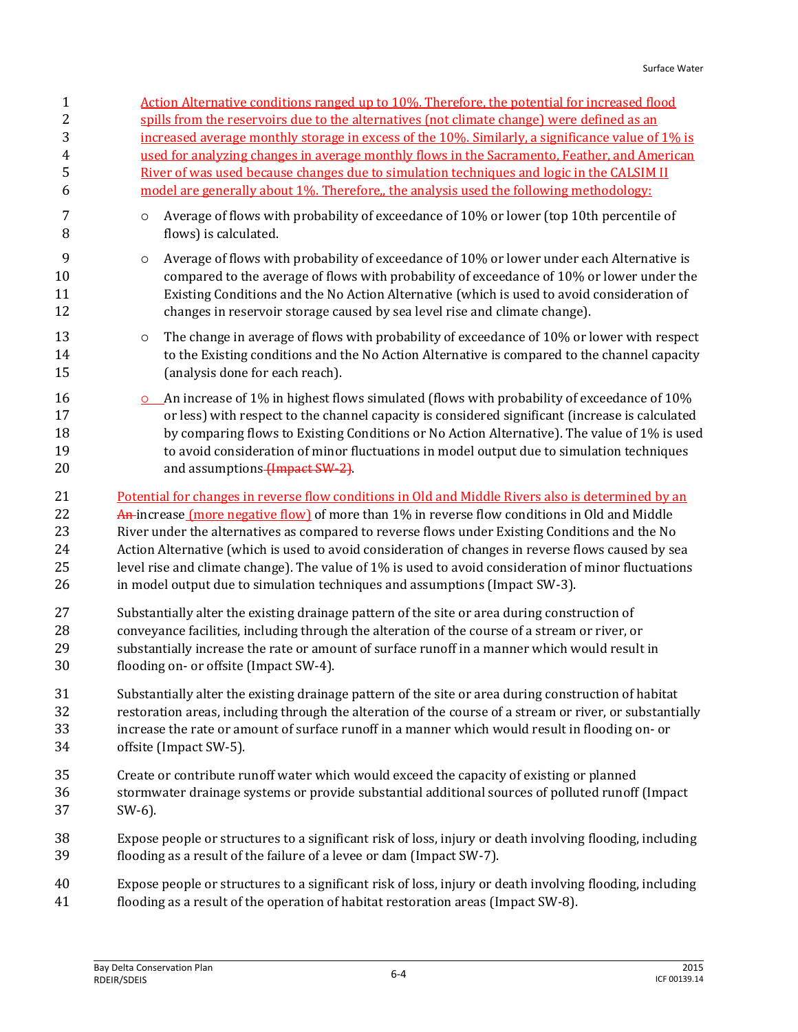Action Alternative conditions ranged up to 10%. Therefore, the potential for increased flood spills from the reservoirs due to the alternatives (not climate change) were defined as an increased average monthly storage in excess of the 10%. Similarly, a significance value of 1% is used for analyzing changes in average monthly flows in the Sacramento, Feather, and American River of was used because changes due to simulation techniques and logic in the CALSIM II model are generally about 1%. Therefore,, the analysis used the following methodology:

- Average of flows with probability of exceedance of 10% or lower (top 10th percentile of flows) is calculated.
- Average of flows with probability of exceedance of 10% or lower under each Alternative is compared to the average of flows with probability of exceedance of 10% or lower under the Existing Conditions and the No Action Alternative (which is used to avoid consideration of changes in reservoir storage caused by sea level rise and climate change).
- The change in average of flows with probability of exceedance of 10% or lower with respect to the Existing conditions and the No Action Alternative is compared to the channel capacity (analysis done for each reach).
- An increase of 1% in highest flows simulated (flows with probability of exceedance of 10% or less) with respect to the channel capacity is considered significant (increase is calculated by comparing flows to Existing Conditions or No Action Alternative). The value of 1% is used to avoid consideration of minor fluctuations in model output due to simulation techniques and assumptions ~~(Impact SW-2)~~.

Potential for changes in reverse flow conditions in Old and Middle Rivers also is determined by an ~~An~~ increase (more negative flow) of more than 1% in reverse flow conditions in Old and Middle River under the alternatives as compared to reverse flows under Existing Conditions and the No Action Alternative (which is used to avoid consideration of changes in reverse flows caused by sea level rise and climate change). The value of 1% is used to avoid consideration of minor fluctuations in model output due to simulation techniques and assumptions (Impact SW-3).

Substantially alter the existing drainage pattern of the site or area during construction of conveyance facilities, including through the alteration of the course of a stream or river, or substantially increase the rate or amount of surface runoff in a manner which would result in flooding on- or offsite (Impact SW-4).

Substantially alter the existing drainage pattern of the site or area during construction of habitat restoration areas, including through the alteration of the course of a stream or river, or substantially increase the rate or amount of surface runoff in a manner which would result in flooding on- or offsite (Impact SW-5).

Create or contribute runoff water which would exceed the capacity of existing or planned stormwater drainage systems or provide substantial additional sources of polluted runoff (Impact SW-6).

Expose people or structures to a significant risk of loss, injury or death involving flooding, including flooding as a result of the failure of a levee or dam (Impact SW-7).

Expose people or structures to a significant risk of loss, injury or death involving flooding, including flooding as a result of the operation of habitat restoration areas (Impact SW-8).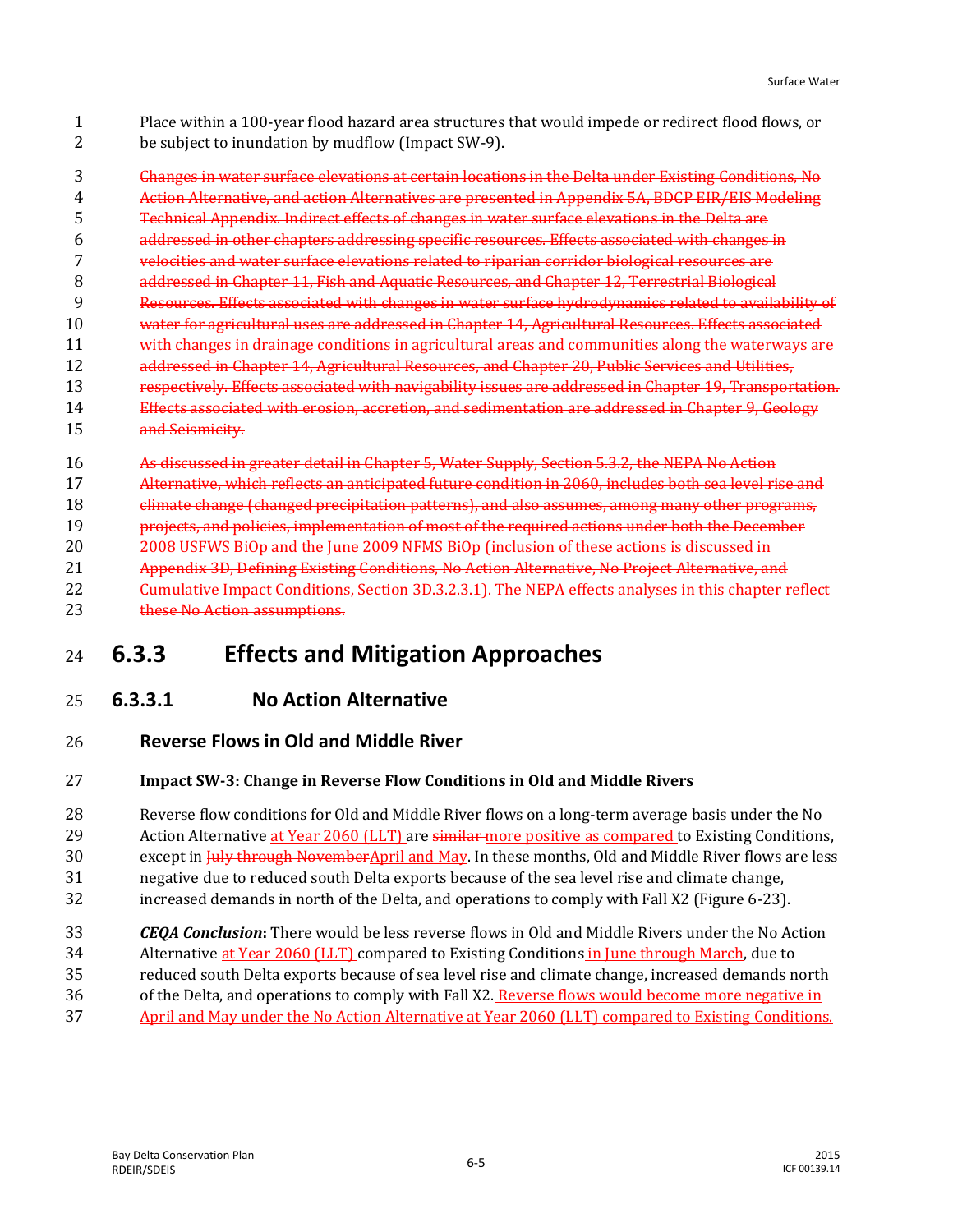Place within a 100-year flood hazard area structures that would impede or redirect flood flows, or be subject to inundation by mudflow (Impact SW-9).

~~Changes in water surface elevations at certain locations in the Delta under Existing Conditions, No Action Alternative, and action Alternatives are presented in Appendix 5A, BDCP EIR/EIS Modeling Technical Appendix. Indirect effects of changes in water surface elevations in the Delta are addressed in other chapters addressing specific resources. Effects associated with changes in velocities and water surface elevations related to riparian corridor biological resources are addressed in Chapter 11, Fish and Aquatic Resources, and Chapter 12, Terrestrial Biological Resources. Effects associated with changes in water surface hydrodynamics related to availability of water for agricultural uses are addressed in Chapter 14, Agricultural Resources. Effects associated with changes in drainage conditions in agricultural areas and communities along the waterways are addressed in Chapter 14, Agricultural Resources, and Chapter 20, Public Services and Utilities, respectively. Effects associated with navigability issues are addressed in Chapter 19, Transportation. Effects associated with erosion, accretion, and sedimentation are addressed in Chapter 9, Geology and Seismicity.~~

~~As discussed in greater detail in Chapter 5, Water Supply, Section 5.3.2, the NEPA No Action Alternative, which reflects an anticipated future condition in 2060, includes both sea level rise and climate change (changed precipitation patterns), and also assumes, among many other programs, projects, and policies, implementation of most of the required actions under both the December 2008 USFWS BiOp and the June 2009 NFMS BiOp (inclusion of these actions is discussed in Appendix 3D, Defining Existing Conditions, No Action Alternative, No Project Alternative, and Cumulative Impact Conditions, Section 3D.3.2.3.1). The NEPA effects analyses in this chapter reflect these No Action assumptions.~~

## 6.3.3 Effects and Mitigation Approaches

### 6.3.3.1 No Action Alternative

#### Reverse Flows in Old and Middle River

**Impact SW-3: Change in Reverse Flow Conditions in Old and Middle Rivers**

Reverse flow conditions for Old and Middle River flows on a long-term average basis under the No Action Alternative at Year 2060 (LLT) are ~~similar~~ more positive as compared to Existing Conditions, except in ~~July through November~~April and May. In these months, Old and Middle River flows are less negative due to reduced south Delta exports because of the sea level rise and climate change, increased demands in north of the Delta, and operations to comply with Fall X2 (Figure 6-23).

***CEQA Conclusion*:** There would be less reverse flows in Old and Middle Rivers under the No Action Alternative at Year 2060 (LLT) compared to Existing Conditions in June through March, due to reduced south Delta exports because of sea level rise and climate change, increased demands north of the Delta, and operations to comply with Fall X2. Reverse flows would become more negative in April and May under the No Action Alternative at Year 2060 (LLT) compared to Existing Conditions.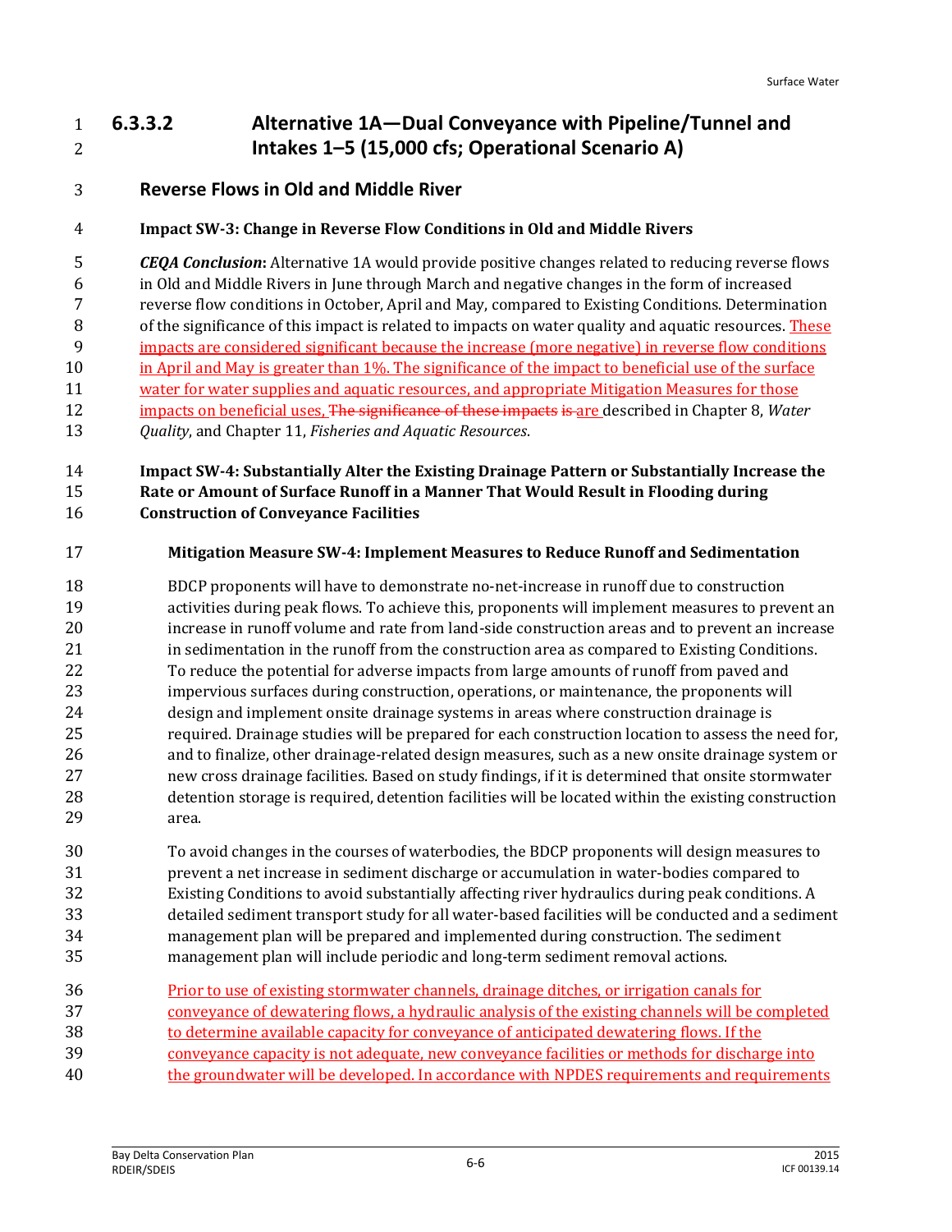### 6.3.3.2 Alternative 1A—Dual Conveyance with Pipeline/Tunnel and Intakes 1–5 (15,000 cfs; Operational Scenario A)

#### Reverse Flows in Old and Middle River

**Impact SW-3: Change in Reverse Flow Conditions in Old and Middle Rivers**

***CEQA Conclusion*:** Alternative 1A would provide positive changes related to reducing reverse flows in Old and Middle Rivers in June through March and negative changes in the form of increased reverse flow conditions in October, April and May, compared to Existing Conditions. Determination of the significance of this impact is related to impacts on water quality and aquatic resources. These impacts are considered significant because the increase (more negative) in reverse flow conditions in April and May is greater than 1%. The significance of the impact to beneficial use of the surface water for water supplies and aquatic resources, and appropriate Mitigation Measures for those impacts on beneficial uses, ~~The significance of these impacts~~ ~~is~~ are described in Chapter 8, *Water Quality*, and Chapter 11, *Fisheries and Aquatic Resources*.

**Impact SW-4: Substantially Alter the Existing Drainage Pattern or Substantially Increase the Rate or Amount of Surface Runoff in a Manner That Would Result in Flooding during Construction of Conveyance Facilities**

**Mitigation Measure SW-4: Implement Measures to Reduce Runoff and Sedimentation**

BDCP proponents will have to demonstrate no-net-increase in runoff due to construction activities during peak flows. To achieve this, proponents will implement measures to prevent an increase in runoff volume and rate from land-side construction areas and to prevent an increase in sedimentation in the runoff from the construction area as compared to Existing Conditions. To reduce the potential for adverse impacts from large amounts of runoff from paved and impervious surfaces during construction, operations, or maintenance, the proponents will design and implement onsite drainage systems in areas where construction drainage is required. Drainage studies will be prepared for each construction location to assess the need for, and to finalize, other drainage-related design measures, such as a new onsite drainage system or new cross drainage facilities. Based on study findings, if it is determined that onsite stormwater detention storage is required, detention facilities will be located within the existing construction area.

To avoid changes in the courses of waterbodies, the BDCP proponents will design measures to prevent a net increase in sediment discharge or accumulation in water-bodies compared to Existing Conditions to avoid substantially affecting river hydraulics during peak conditions. A detailed sediment transport study for all water-based facilities will be conducted and a sediment management plan will be prepared and implemented during construction. The sediment management plan will include periodic and long-term sediment removal actions.

Prior to use of existing stormwater channels, drainage ditches, or irrigation canals for conveyance of dewatering flows, a hydraulic analysis of the existing channels will be completed to determine available capacity for conveyance of anticipated dewatering flows. If the conveyance capacity is not adequate, new conveyance facilities or methods for discharge into the groundwater will be developed. In accordance with NPDES requirements and requirements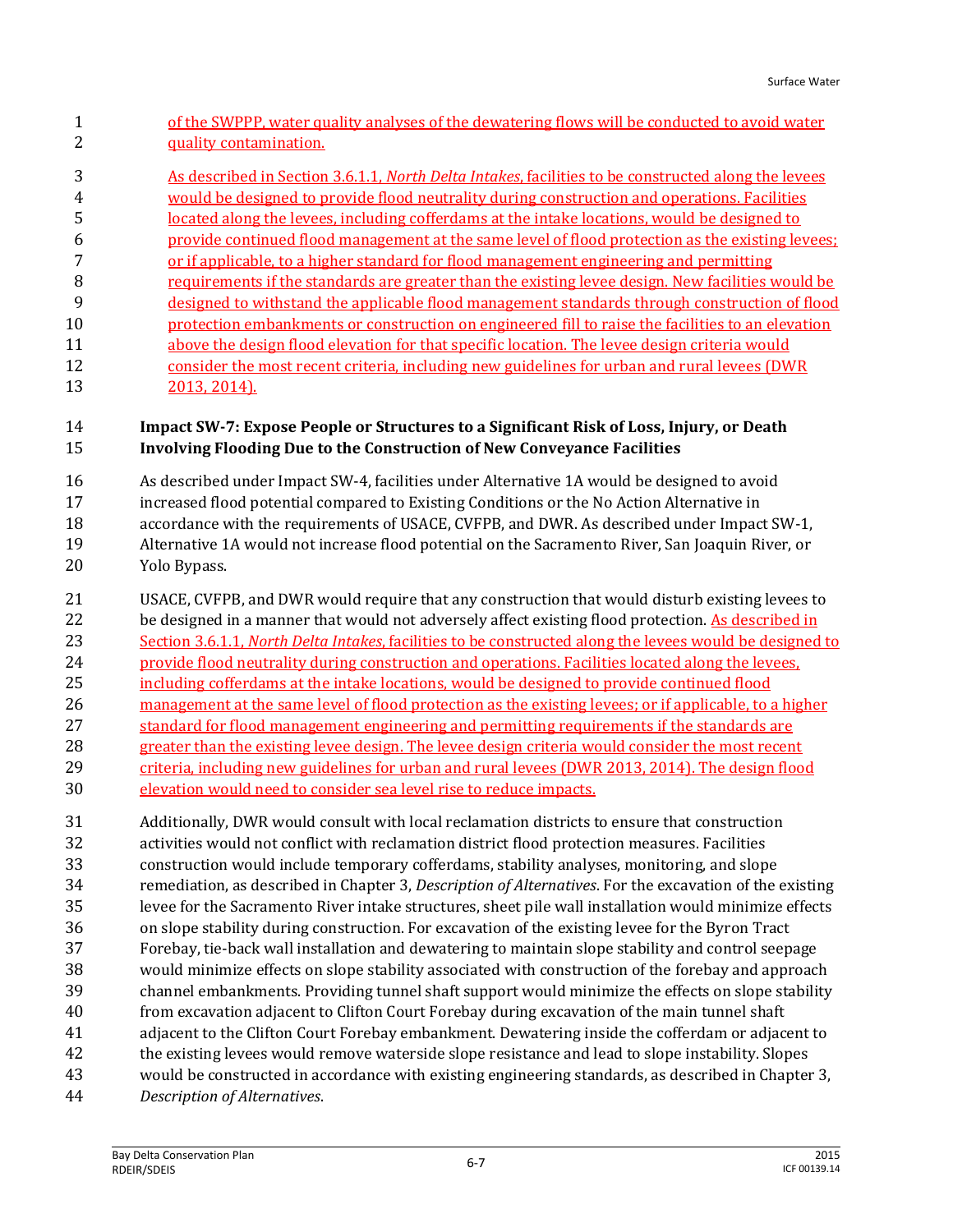of the SWPPP, water quality analyses of the dewatering flows will be conducted to avoid water quality contamination.

As described in Section 3.6.1.1, *North Delta Intakes*, facilities to be constructed along the levees would be designed to provide flood neutrality during construction and operations. Facilities located along the levees, including cofferdams at the intake locations, would be designed to provide continued flood management at the same level of flood protection as the existing levees; or if applicable, to a higher standard for flood management engineering and permitting requirements if the standards are greater than the existing levee design. New facilities would be designed to withstand the applicable flood management standards through construction of flood protection embankments or construction on engineered fill to raise the facilities to an elevation above the design flood elevation for that specific location. The levee design criteria would consider the most recent criteria, including new guidelines for urban and rural levees (DWR 2013, 2014).

**Impact SW-7: Expose People or Structures to a Significant Risk of Loss, Injury, or Death Involving Flooding Due to the Construction of New Conveyance Facilities**

As described under Impact SW-4, facilities under Alternative 1A would be designed to avoid increased flood potential compared to Existing Conditions or the No Action Alternative in accordance with the requirements of USACE, CVFPB, and DWR. As described under Impact SW-1, Alternative 1A would not increase flood potential on the Sacramento River, San Joaquin River, or Yolo Bypass.

USACE, CVFPB, and DWR would require that any construction that would disturb existing levees to be designed in a manner that would not adversely affect existing flood protection. As described in Section 3.6.1.1, *North Delta Intakes*, facilities to be constructed along the levees would be designed to provide flood neutrality during construction and operations. Facilities located along the levees, including cofferdams at the intake locations, would be designed to provide continued flood management at the same level of flood protection as the existing levees; or if applicable, to a higher standard for flood management engineering and permitting requirements if the standards are greater than the existing levee design. The levee design criteria would consider the most recent criteria, including new guidelines for urban and rural levees (DWR 2013, 2014). The design flood elevation would need to consider sea level rise to reduce impacts.

Additionally, DWR would consult with local reclamation districts to ensure that construction activities would not conflict with reclamation district flood protection measures. Facilities construction would include temporary cofferdams, stability analyses, monitoring, and slope remediation, as described in Chapter 3, *Description of Alternatives*. For the excavation of the existing levee for the Sacramento River intake structures, sheet pile wall installation would minimize effects on slope stability during construction. For excavation of the existing levee for the Byron Tract Forebay, tie-back wall installation and dewatering to maintain slope stability and control seepage would minimize effects on slope stability associated with construction of the forebay and approach channel embankments. Providing tunnel shaft support would minimize the effects on slope stability from excavation adjacent to Clifton Court Forebay during excavation of the main tunnel shaft adjacent to the Clifton Court Forebay embankment. Dewatering inside the cofferdam or adjacent to the existing levees would remove waterside slope resistance and lead to slope instability. Slopes would be constructed in accordance with existing engineering standards, as described in Chapter 3, *Description of Alternatives*.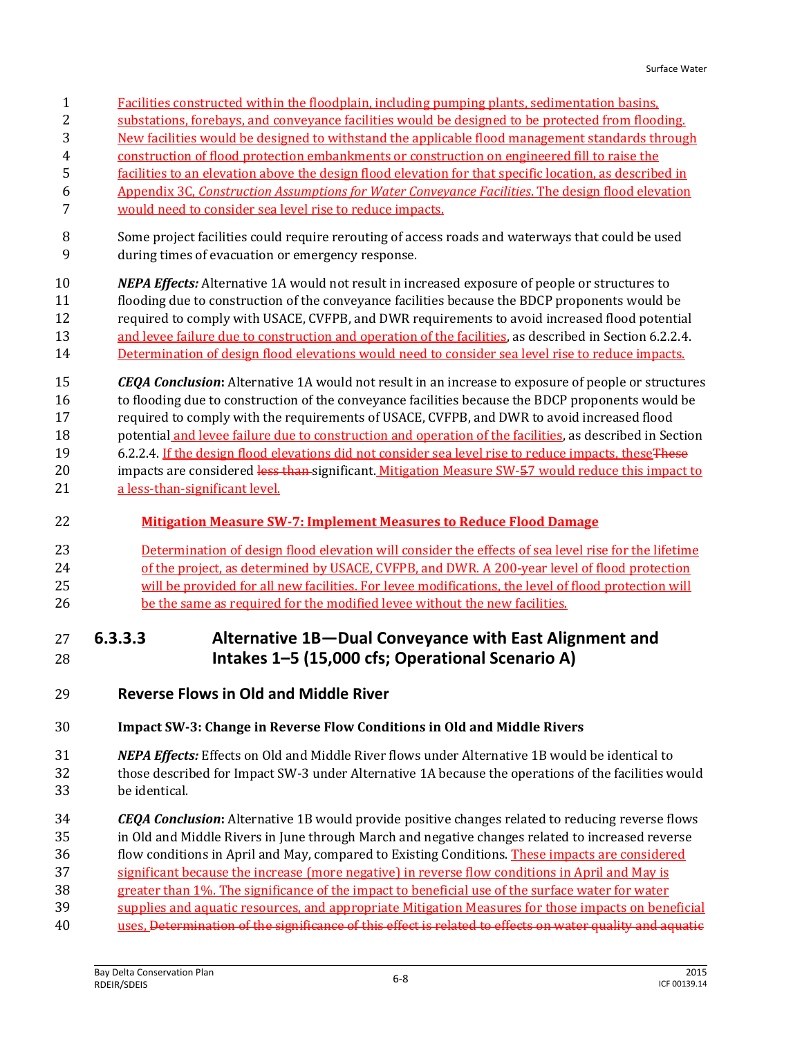Facilities constructed within the floodplain, including pumping plants, sedimentation basins, substations, forebays, and conveyance facilities would be designed to be protected from flooding. New facilities would be designed to withstand the applicable flood management standards through construction of flood protection embankments or construction on engineered fill to raise the facilities to an elevation above the design flood elevation for that specific location, as described in Appendix 3C, *Construction Assumptions for Water Conveyance Facilities*. The design flood elevation would need to consider sea level rise to reduce impacts.

Some project facilities could require rerouting of access roads and waterways that could be used during times of evacuation or emergency response.

***NEPA Effects:*** Alternative 1A would not result in increased exposure of people or structures to flooding due to construction of the conveyance facilities because the BDCP proponents would be required to comply with USACE, CVFPB, and DWR requirements to avoid increased flood potential and levee failure due to construction and operation of the facilities, as described in Section 6.2.2.4. Determination of design flood elevations would need to consider sea level rise to reduce impacts.

***CEQA Conclusion*:** Alternative 1A would not result in an increase to exposure of people or structures to flooding due to construction of the conveyance facilities because the BDCP proponents would be required to comply with the requirements of USACE, CVFPB, and DWR to avoid increased flood potential and levee failure due to construction and operation of the facilities, as described in Section 6.2.2.4. If the design flood elevations did not consider sea level rise to reduce impacts, theseThese impacts are considered ~~less than~~ significant. Mitigation Measure SW-~~5~~7 would reduce this impact to a less-than-significant level.

**Mitigation Measure SW-7: Implement Measures to Reduce Flood Damage**

Determination of design flood elevation will consider the effects of sea level rise for the lifetime of the project, as determined by USACE, CVFPB, and DWR. A 200-year level of flood protection will be provided for all new facilities. For levee modifications, the level of flood protection will be the same as required for the modified levee without the new facilities.

### 6.3.3.3 Alternative 1B—Dual Conveyance with East Alignment and Intakes 1–5 (15,000 cfs; Operational Scenario A)

#### Reverse Flows in Old and Middle River

**Impact SW-3: Change in Reverse Flow Conditions in Old and Middle Rivers**

***NEPA Effects:*** Effects on Old and Middle River flows under Alternative 1B would be identical to those described for Impact SW-3 under Alternative 1A because the operations of the facilities would be identical.

***CEQA Conclusion*:** Alternative 1B would provide positive changes related to reducing reverse flows in Old and Middle Rivers in June through March and negative changes related to increased reverse flow conditions in April and May, compared to Existing Conditions. These impacts are considered significant because the increase (more negative) in reverse flow conditions in April and May is greater than 1%. The significance of the impact to beneficial use of the surface water for water supplies and aquatic resources, and appropriate Mitigation Measures for those impacts on beneficial uses, ~~Determination of the significance of this effect is related to effects on water quality and aquatic~~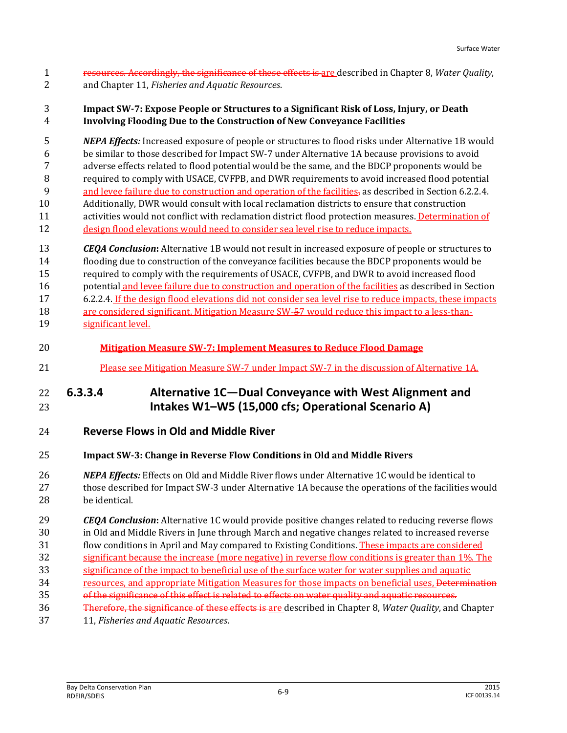resources. Accordingly, the significance of these effects is are described in Chapter 8, *Water Quality*, and Chapter 11, *Fisheries and Aquatic Resources*.

**Impact SW-7: Expose People or Structures to a Significant Risk of Loss, Injury, or Death Involving Flooding Due to the Construction of New Conveyance Facilities**

***NEPA Effects:*** Increased exposure of people or structures to flood risks under Alternative 1B would be similar to those described for Impact SW-7 under Alternative 1A because provisions to avoid adverse effects related to flood potential would be the same, and the BDCP proponents would be required to comply with USACE, CVFPB, and DWR requirements to avoid increased flood potential and levee failure due to construction and operation of the facilities, as described in Section 6.2.2.4. Additionally, DWR would consult with local reclamation districts to ensure that construction activities would not conflict with reclamation district flood protection measures. Determination of design flood elevations would need to consider sea level rise to reduce impacts.

***CEQA Conclusion*:** Alternative 1B would not result in increased exposure of people or structures to flooding due to construction of the conveyance facilities because the BDCP proponents would be required to comply with the requirements of USACE, CVFPB, and DWR to avoid increased flood potential and levee failure due to construction and operation of the facilities as described in Section 6.2.2.4. If the design flood elevations did not consider sea level rise to reduce impacts, these impacts are considered significant. Mitigation Measure SW-57 would reduce this impact to a less-than-significant level.

**Mitigation Measure SW-7: Implement Measures to Reduce Flood Damage**

Please see Mitigation Measure SW-7 under Impact SW-7 in the discussion of Alternative 1A.

### 6.3.3.4 Alternative 1C—Dual Conveyance with West Alignment and Intakes W1–W5 (15,000 cfs; Operational Scenario A)

#### Reverse Flows in Old and Middle River

**Impact SW-3: Change in Reverse Flow Conditions in Old and Middle Rivers**

***NEPA Effects:*** Effects on Old and Middle River flows under Alternative 1C would be identical to those described for Impact SW-3 under Alternative 1A because the operations of the facilities would be identical.

***CEQA Conclusion*:** Alternative 1C would provide positive changes related to reducing reverse flows in Old and Middle Rivers in June through March and negative changes related to increased reverse flow conditions in April and May compared to Existing Conditions. These impacts are considered significant because the increase (more negative) in reverse flow conditions is greater than 1%. The significance of the impact to beneficial use of the surface water for water supplies and aquatic resources, and appropriate Mitigation Measures for those impacts on beneficial uses, Determination of the significance of this effect is related to effects on water quality and aquatic resources. Therefore, the significance of these effects is are described in Chapter 8, *Water Quality*, and Chapter 11, *Fisheries and Aquatic Resources*.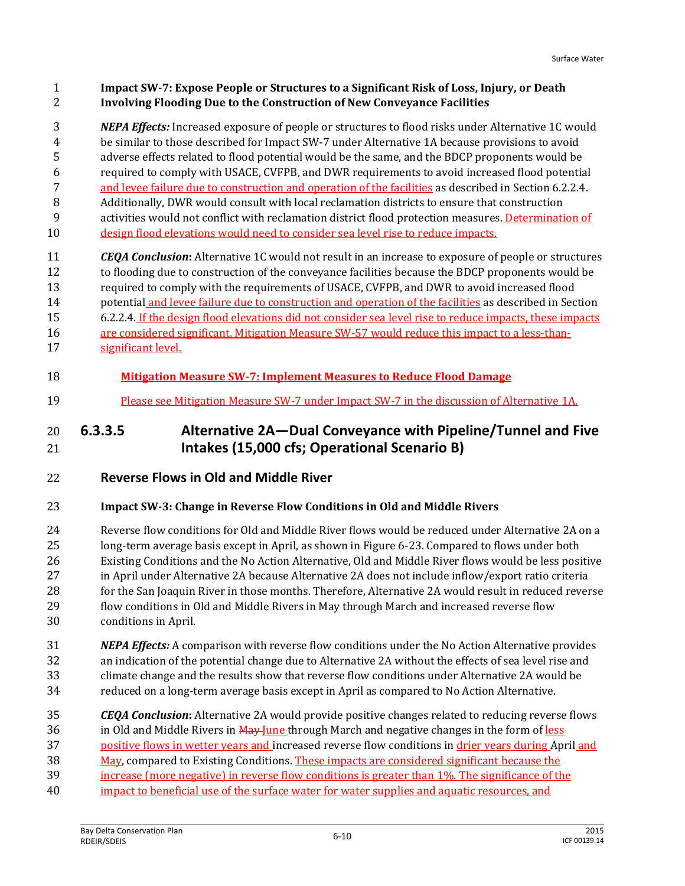**Impact SW-7: Expose People or Structures to a Significant Risk of Loss, Injury, or Death Involving Flooding Due to the Construction of New Conveyance Facilities**

***NEPA Effects:*** Increased exposure of people or structures to flood risks under Alternative 1C would be similar to those described for Impact SW-7 under Alternative 1A because provisions to avoid adverse effects related to flood potential would be the same, and the BDCP proponents would be required to comply with USACE, CVFPB, and DWR requirements to avoid increased flood potential and levee failure due to construction and operation of the facilities as described in Section 6.2.2.4. Additionally, DWR would consult with local reclamation districts to ensure that construction activities would not conflict with reclamation district flood protection measures. Determination of design flood elevations would need to consider sea level rise to reduce impacts.

***CEQA Conclusion*****:** Alternative 1C would not result in an increase to exposure of people or structures to flooding due to construction of the conveyance facilities because the BDCP proponents would be required to comply with the requirements of USACE, CVFPB, and DWR to avoid increased flood potential and levee failure due to construction and operation of the facilities as described in Section 6.2.2.4. If the design flood elevations did not consider sea level rise to reduce impacts, these impacts are considered significant. Mitigation Measure SW-~~5~~7 would reduce this impact to a less-than-significant level.

**Mitigation Measure SW-7: Implement Measures to Reduce Flood Damage**

Please see Mitigation Measure SW-7 under Impact SW-7 in the discussion of Alternative 1A.

## 6.3.3.5 Alternative 2A—Dual Conveyance with Pipeline/Tunnel and Five Intakes (15,000 cfs; Operational Scenario B)

### Reverse Flows in Old and Middle River

**Impact SW-3: Change in Reverse Flow Conditions in Old and Middle Rivers**

Reverse flow conditions for Old and Middle River flows would be reduced under Alternative 2A on a long-term average basis except in April, as shown in Figure 6-23. Compared to flows under both Existing Conditions and the No Action Alternative, Old and Middle River flows would be less positive in April under Alternative 2A because Alternative 2A does not include inflow/export ratio criteria for the San Joaquin River in those months. Therefore, Alternative 2A would result in reduced reverse flow conditions in Old and Middle Rivers in May through March and increased reverse flow conditions in April.

***NEPA Effects:*** A comparison with reverse flow conditions under the No Action Alternative provides an indication of the potential change due to Alternative 2A without the effects of sea level rise and climate change and the results show that reverse flow conditions under Alternative 2A would be reduced on a long-term average basis except in April as compared to No Action Alternative.

***CEQA Conclusion*****:** Alternative 2A would provide positive changes related to reducing reverse flows in Old and Middle Rivers in ~~May~~ June through March and negative changes in the form of less positive flows in wetter years and increased reverse flow conditions in drier years during April and May, compared to Existing Conditions. These impacts are considered significant because the increase (more negative) in reverse flow conditions is greater than 1%. The significance of the impact to beneficial use of the surface water for water supplies and aquatic resources, and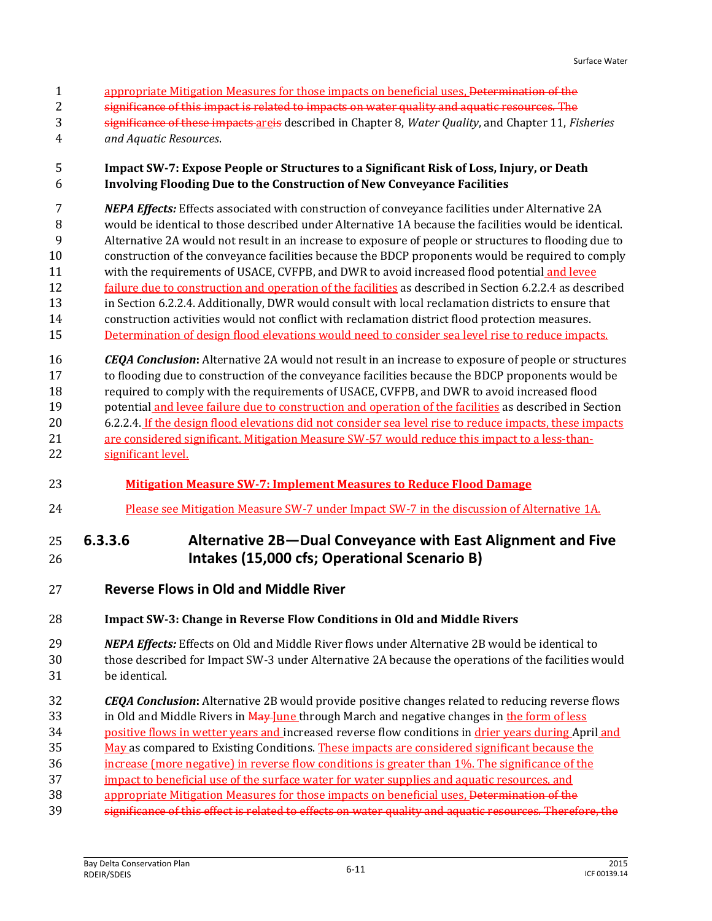appropriate Mitigation Measures for those impacts on beneficial uses, ~~Determination of the significance of this impact is related to impacts on water quality and aquatic resources. The significance of these impacts~~ ~~are~~is described in Chapter 8, *Water Quality*, and Chapter 11, *Fisheries and Aquatic Resources*.

**Impact SW-7: Expose People or Structures to a Significant Risk of Loss, Injury, or Death Involving Flooding Due to the Construction of New Conveyance Facilities**

***NEPA Effects:*** Effects associated with construction of conveyance facilities under Alternative 2A would be identical to those described under Alternative 1A because the facilities would be identical. Alternative 2A would not result in an increase to exposure of people or structures to flooding due to construction of the conveyance facilities because the BDCP proponents would be required to comply with the requirements of USACE, CVFPB, and DWR to avoid increased flood potential and levee failure due to construction and operation of the facilities as described in Section 6.2.2.4 as described in Section 6.2.2.4. Additionally, DWR would consult with local reclamation districts to ensure that construction activities would not conflict with reclamation district flood protection measures. Determination of design flood elevations would need to consider sea level rise to reduce impacts.

***CEQA Conclusion*:** Alternative 2A would not result in an increase to exposure of people or structures to flooding due to construction of the conveyance facilities because the BDCP proponents would be required to comply with the requirements of USACE, CVFPB, and DWR to avoid increased flood potential and levee failure due to construction and operation of the facilities as described in Section 6.2.2.4. If the design flood elevations did not consider sea level rise to reduce impacts, these impacts are considered significant. Mitigation Measure SW-~~5~~7 would reduce this impact to a less-than-significant level.

**Mitigation Measure SW-7: Implement Measures to Reduce Flood Damage**

Please see Mitigation Measure SW-7 under Impact SW-7 in the discussion of Alternative 1A.

## 6.3.3.6 Alternative 2B—Dual Conveyance with East Alignment and Five Intakes (15,000 cfs; Operational Scenario B)

### Reverse Flows in Old and Middle River

**Impact SW-3: Change in Reverse Flow Conditions in Old and Middle Rivers**

***NEPA Effects:*** Effects on Old and Middle River flows under Alternative 2B would be identical to those described for Impact SW-3 under Alternative 2A because the operations of the facilities would be identical.

***CEQA Conclusion*:** Alternative 2B would provide positive changes related to reducing reverse flows in Old and Middle Rivers in ~~May~~ June through March and negative changes in the form of less positive flows in wetter years and increased reverse flow conditions in drier years during April and May as compared to Existing Conditions. These impacts are considered significant because the increase (more negative) in reverse flow conditions is greater than 1%. The significance of the impact to beneficial use of the surface water for water supplies and aquatic resources, and appropriate Mitigation Measures for those impacts on beneficial uses, ~~Determination of the significance of this effect is related to effects on water quality and aquatic resources. Therefore, the~~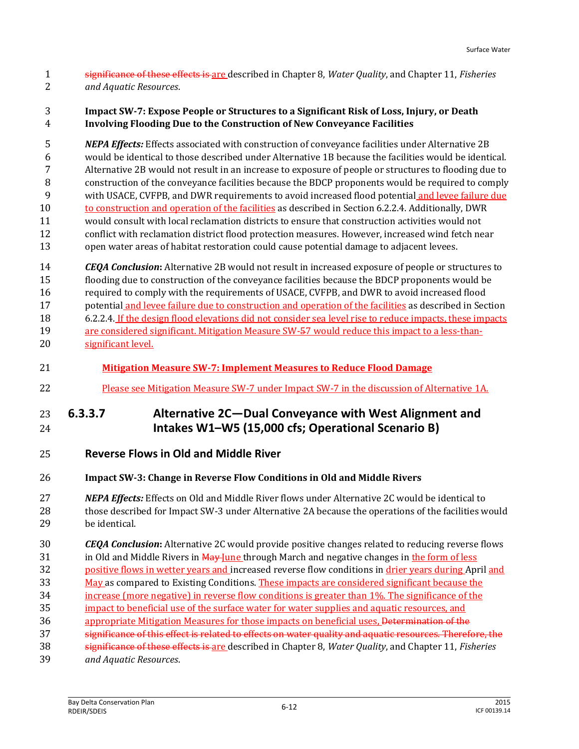~~significance of these effects is~~ are described in Chapter 8, *Water Quality*, and Chapter 11, *Fisheries and Aquatic Resources*.

**Impact SW-7: Expose People or Structures to a Significant Risk of Loss, Injury, or Death Involving Flooding Due to the Construction of New Conveyance Facilities**

***NEPA Effects:*** Effects associated with construction of conveyance facilities under Alternative 2B would be identical to those described under Alternative 1B because the facilities would be identical. Alternative 2B would not result in an increase to exposure of people or structures to flooding due to construction of the conveyance facilities because the BDCP proponents would be required to comply with USACE, CVFPB, and DWR requirements to avoid increased flood potential and levee failure due to construction and operation of the facilities as described in Section 6.2.2.4. Additionally, DWR would consult with local reclamation districts to ensure that construction activities would not conflict with reclamation district flood protection measures. However, increased wind fetch near open water areas of habitat restoration could cause potential damage to adjacent levees.

***CEQA Conclusion*:** Alternative 2B would not result in increased exposure of people or structures to flooding due to construction of the conveyance facilities because the BDCP proponents would be required to comply with the requirements of USACE, CVFPB, and DWR to avoid increased flood potential and levee failure due to construction and operation of the facilities as described in Section 6.2.2.4. If the design flood elevations did not consider sea level rise to reduce impacts, these impacts are considered significant. Mitigation Measure SW-~~5~~7 would reduce this impact to a less-than-significant level.

**Mitigation Measure SW-7: Implement Measures to Reduce Flood Damage**

Please see Mitigation Measure SW-7 under Impact SW-7 in the discussion of Alternative 1A.

### 6.3.3.7 Alternative 2C—Dual Conveyance with West Alignment and Intakes W1–W5 (15,000 cfs; Operational Scenario B)

#### Reverse Flows in Old and Middle River

**Impact SW-3: Change in Reverse Flow Conditions in Old and Middle Rivers**

***NEPA Effects:*** Effects on Old and Middle River flows under Alternative 2C would be identical to those described for Impact SW-3 under Alternative 2A because the operations of the facilities would be identical.

***CEQA Conclusion*:** Alternative 2C would provide positive changes related to reducing reverse flows in Old and Middle Rivers in ~~May~~ June through March and negative changes in the form of less positive flows in wetter years and increased reverse flow conditions in drier years during April and May as compared to Existing Conditions. These impacts are considered significant because the increase (more negative) in reverse flow conditions is greater than 1%. The significance of the impact to beneficial use of the surface water for water supplies and aquatic resources, and appropriate Mitigation Measures for those impacts on beneficial uses, ~~Determination of the significance of this effect is related to effects on water quality and aquatic resources. Therefore, the significance of these effects is~~ are described in Chapter 8, *Water Quality*, and Chapter 11, *Fisheries and Aquatic Resources*.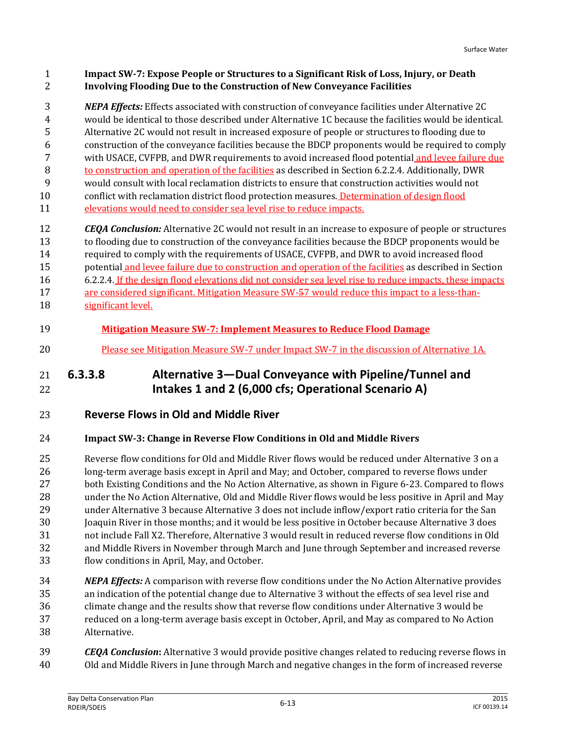**Impact SW-7: Expose People or Structures to a Significant Risk of Loss, Injury, or Death Involving Flooding Due to the Construction of New Conveyance Facilities**

***NEPA Effects:*** Effects associated with construction of conveyance facilities under Alternative 2C would be identical to those described under Alternative 1C because the facilities would be identical. Alternative 2C would not result in increased exposure of people or structures to flooding due to construction of the conveyance facilities because the BDCP proponents would be required to comply with USACE, CVFPB, and DWR requirements to avoid increased flood potential and levee failure due to construction and operation of the facilities as described in Section 6.2.2.4. Additionally, DWR would consult with local reclamation districts to ensure that construction activities would not conflict with reclamation district flood protection measures. Determination of design flood elevations would need to consider sea level rise to reduce impacts.

***CEQA Conclusion:*** Alternative 2C would not result in an increase to exposure of people or structures to flooding due to construction of the conveyance facilities because the BDCP proponents would be required to comply with the requirements of USACE, CVFPB, and DWR to avoid increased flood potential and levee failure due to construction and operation of the facilities as described in Section 6.2.2.4. If the design flood elevations did not consider sea level rise to reduce impacts, these impacts are considered significant. Mitigation Measure SW-~~5~~7 would reduce this impact to a less-than-significant level.

**Mitigation Measure SW-7: Implement Measures to Reduce Flood Damage**

Please see Mitigation Measure SW-7 under Impact SW-7 in the discussion of Alternative 1A.

## 6.3.3.8 Alternative 3—Dual Conveyance with Pipeline/Tunnel and Intakes 1 and 2 (6,000 cfs; Operational Scenario A)

### Reverse Flows in Old and Middle River

**Impact SW-3: Change in Reverse Flow Conditions in Old and Middle Rivers**

Reverse flow conditions for Old and Middle River flows would be reduced under Alternative 3 on a long-term average basis except in April and May; and October, compared to reverse flows under both Existing Conditions and the No Action Alternative, as shown in Figure 6-23. Compared to flows under the No Action Alternative, Old and Middle River flows would be less positive in April and May under Alternative 3 because Alternative 3 does not include inflow/export ratio criteria for the San Joaquin River in those months; and it would be less positive in October because Alternative 3 does not include Fall X2. Therefore, Alternative 3 would result in reduced reverse flow conditions in Old and Middle Rivers in November through March and June through September and increased reverse flow conditions in April, May, and October.

***NEPA Effects:*** A comparison with reverse flow conditions under the No Action Alternative provides an indication of the potential change due to Alternative 3 without the effects of sea level rise and climate change and the results show that reverse flow conditions under Alternative 3 would be reduced on a long-term average basis except in October, April, and May as compared to No Action Alternative.

***CEQA Conclusion*:** Alternative 3 would provide positive changes related to reducing reverse flows in Old and Middle Rivers in June through March and negative changes in the form of increased reverse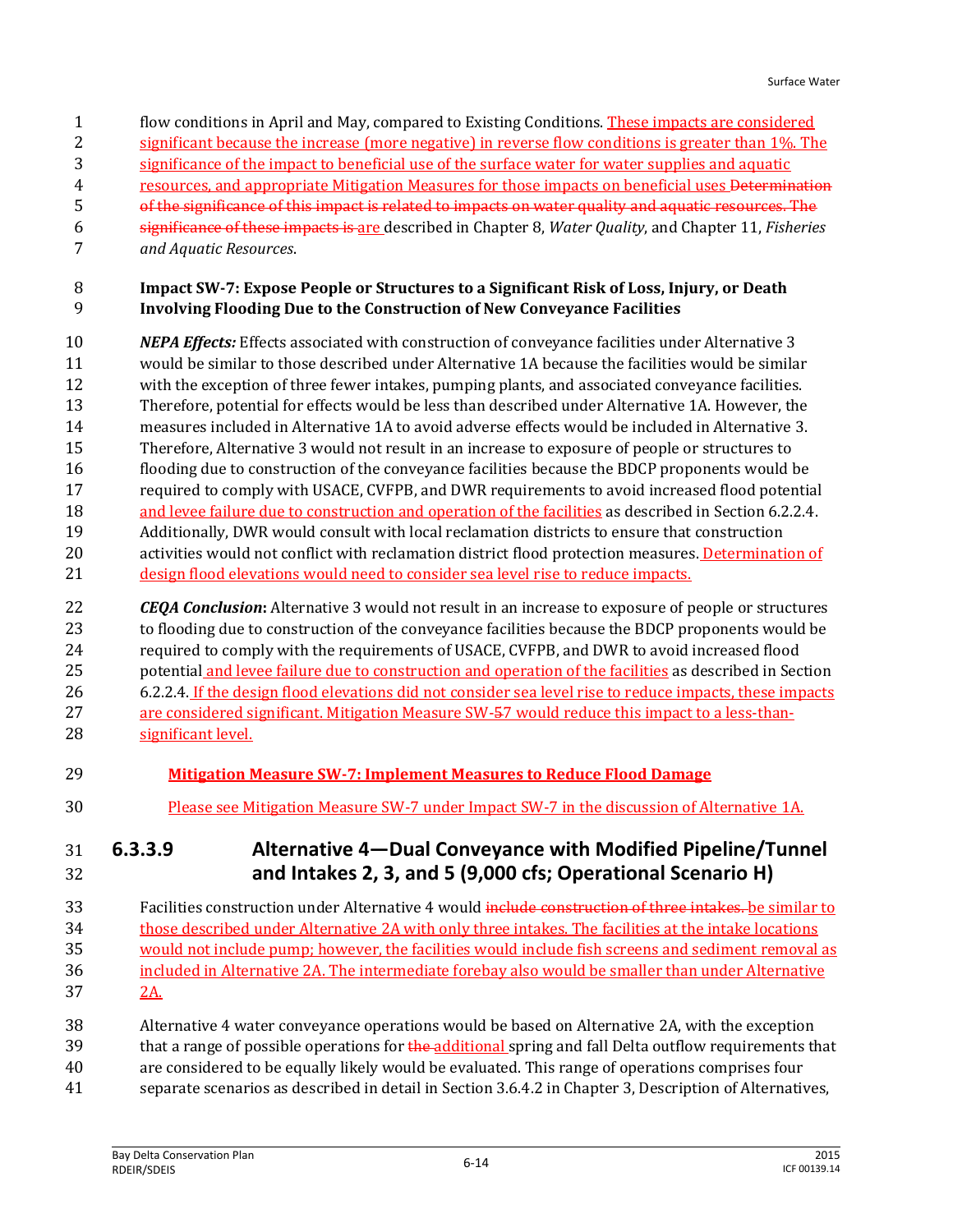flow conditions in April and May, compared to Existing Conditions. These impacts are considered significant because the increase (more negative) in reverse flow conditions is greater than 1%. The significance of the impact to beneficial use of the surface water for water supplies and aquatic resources, and appropriate Mitigation Measures for those impacts on beneficial uses ~~Determination of the significance of this impact is related to impacts on water quality and aquatic resources. The significance of these impacts is~~ are described in Chapter 8, *Water Quality*, and Chapter 11, *Fisheries and Aquatic Resources*.

**Impact SW-7: Expose People or Structures to a Significant Risk of Loss, Injury, or Death Involving Flooding Due to the Construction of New Conveyance Facilities**

***NEPA Effects:*** Effects associated with construction of conveyance facilities under Alternative 3 would be similar to those described under Alternative 1A because the facilities would be similar with the exception of three fewer intakes, pumping plants, and associated conveyance facilities. Therefore, potential for effects would be less than described under Alternative 1A. However, the measures included in Alternative 1A to avoid adverse effects would be included in Alternative 3. Therefore, Alternative 3 would not result in an increase to exposure of people or structures to flooding due to construction of the conveyance facilities because the BDCP proponents would be required to comply with USACE, CVFPB, and DWR requirements to avoid increased flood potential and levee failure due to construction and operation of the facilities as described in Section 6.2.2.4. Additionally, DWR would consult with local reclamation districts to ensure that construction activities would not conflict with reclamation district flood protection measures. Determination of design flood elevations would need to consider sea level rise to reduce impacts.

***CEQA Conclusion*:** Alternative 3 would not result in an increase to exposure of people or structures to flooding due to construction of the conveyance facilities because the BDCP proponents would be required to comply with the requirements of USACE, CVFPB, and DWR to avoid increased flood potential and levee failure due to construction and operation of the facilities as described in Section 6.2.2.4. If the design flood elevations did not consider sea level rise to reduce impacts, these impacts are considered significant. Mitigation Measure SW-~~5~~7 would reduce this impact to a less-than-significant level.

**Mitigation Measure SW-7: Implement Measures to Reduce Flood Damage**

Please see Mitigation Measure SW-7 under Impact SW-7 in the discussion of Alternative 1A.

### 6.3.3.9 Alternative 4—Dual Conveyance with Modified Pipeline/Tunnel and Intakes 2, 3, and 5 (9,000 cfs; Operational Scenario H)

Facilities construction under Alternative 4 would ~~include construction of three intakes.~~ be similar to those described under Alternative 2A with only three intakes. The facilities at the intake locations would not include pump; however, the facilities would include fish screens and sediment removal as included in Alternative 2A. The intermediate forebay also would be smaller than under Alternative 2A.

Alternative 4 water conveyance operations would be based on Alternative 2A, with the exception that a range of possible operations for ~~the~~ additional spring and fall Delta outflow requirements that are considered to be equally likely would be evaluated. This range of operations comprises four separate scenarios as described in detail in Section 3.6.4.2 in Chapter 3, Description of Alternatives,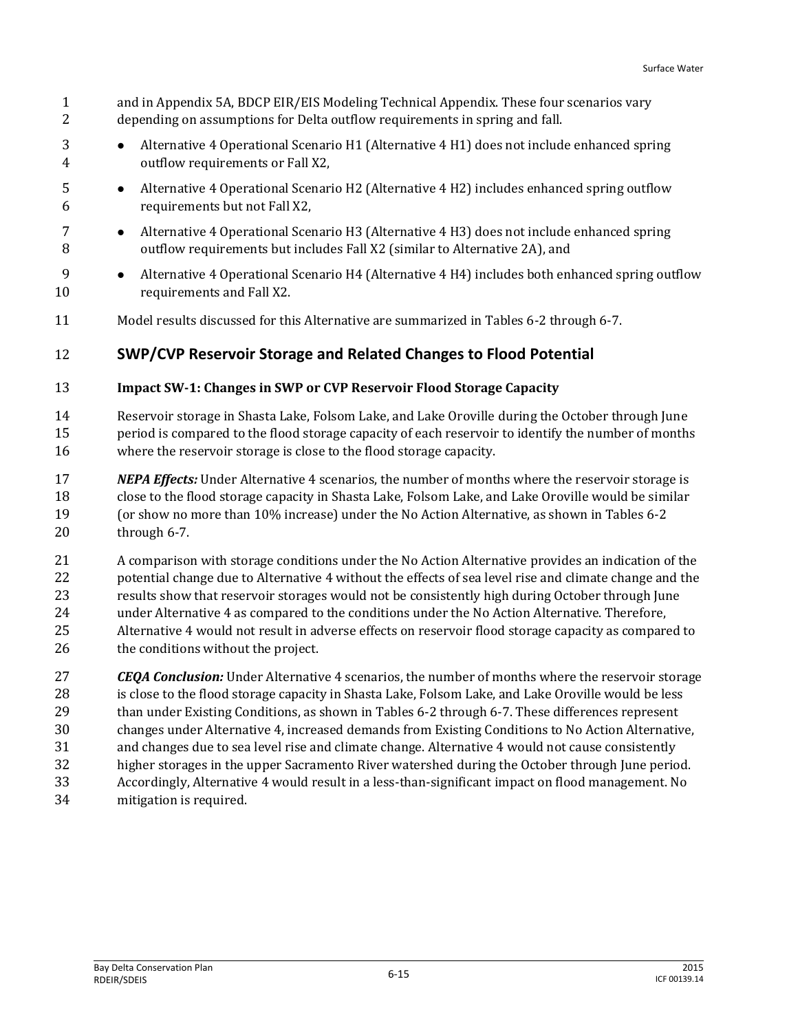and in Appendix 5A, BDCP EIR/EIS Modeling Technical Appendix. These four scenarios vary depending on assumptions for Delta outflow requirements in spring and fall.

- Alternative 4 Operational Scenario H1 (Alternative 4 H1) does not include enhanced spring outflow requirements or Fall X2,
- Alternative 4 Operational Scenario H2 (Alternative 4 H2) includes enhanced spring outflow requirements but not Fall X2,
- Alternative 4 Operational Scenario H3 (Alternative 4 H3) does not include enhanced spring outflow requirements but includes Fall X2 (similar to Alternative 2A), and
- Alternative 4 Operational Scenario H4 (Alternative 4 H4) includes both enhanced spring outflow requirements and Fall X2.

Model results discussed for this Alternative are summarized in Tables 6-2 through 6-7.

## SWP/CVP Reservoir Storage and Related Changes to Flood Potential

### Impact SW-1: Changes in SWP or CVP Reservoir Flood Storage Capacity

Reservoir storage in Shasta Lake, Folsom Lake, and Lake Oroville during the October through June period is compared to the flood storage capacity of each reservoir to identify the number of months where the reservoir storage is close to the flood storage capacity.

***NEPA Effects:*** Under Alternative 4 scenarios, the number of months where the reservoir storage is close to the flood storage capacity in Shasta Lake, Folsom Lake, and Lake Oroville would be similar (or show no more than 10% increase) under the No Action Alternative, as shown in Tables 6-2 through 6-7.

A comparison with storage conditions under the No Action Alternative provides an indication of the potential change due to Alternative 4 without the effects of sea level rise and climate change and the results show that reservoir storages would not be consistently high during October through June under Alternative 4 as compared to the conditions under the No Action Alternative. Therefore, Alternative 4 would not result in adverse effects on reservoir flood storage capacity as compared to the conditions without the project.

***CEQA Conclusion:*** Under Alternative 4 scenarios, the number of months where the reservoir storage is close to the flood storage capacity in Shasta Lake, Folsom Lake, and Lake Oroville would be less than under Existing Conditions, as shown in Tables 6-2 through 6-7. These differences represent changes under Alternative 4, increased demands from Existing Conditions to No Action Alternative, and changes due to sea level rise and climate change. Alternative 4 would not cause consistently higher storages in the upper Sacramento River watershed during the October through June period. Accordingly, Alternative 4 would result in a less-than-significant impact on flood management. No mitigation is required.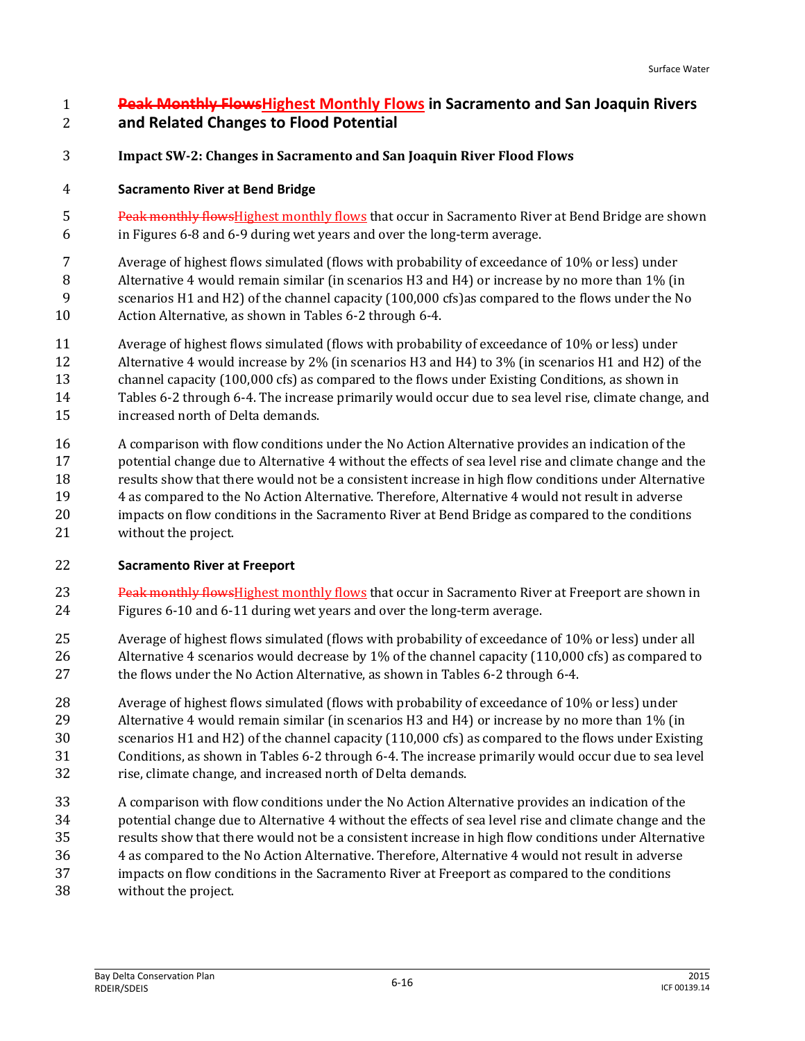## ~~Peak Monthly Flows~~Highest Monthly Flows in Sacramento and San Joaquin Rivers and Related Changes to Flood Potential

**Impact SW-2: Changes in Sacramento and San Joaquin River Flood Flows**

**Sacramento River at Bend Bridge**

~~Peak monthly flows~~Highest monthly flows that occur in Sacramento River at Bend Bridge are shown in Figures 6-8 and 6-9 during wet years and over the long-term average.

Average of highest flows simulated (flows with probability of exceedance of 10% or less) under Alternative 4 would remain similar (in scenarios H3 and H4) or increase by no more than 1% (in scenarios H1 and H2) of the channel capacity (100,000 cfs)as compared to the flows under the No Action Alternative, as shown in Tables 6-2 through 6-4.

Average of highest flows simulated (flows with probability of exceedance of 10% or less) under Alternative 4 would increase by 2% (in scenarios H3 and H4) to 3% (in scenarios H1 and H2) of the channel capacity (100,000 cfs) as compared to the flows under Existing Conditions, as shown in Tables 6-2 through 6-4. The increase primarily would occur due to sea level rise, climate change, and increased north of Delta demands.

A comparison with flow conditions under the No Action Alternative provides an indication of the potential change due to Alternative 4 without the effects of sea level rise and climate change and the results show that there would not be a consistent increase in high flow conditions under Alternative 4 as compared to the No Action Alternative. Therefore, Alternative 4 would not result in adverse impacts on flow conditions in the Sacramento River at Bend Bridge as compared to the conditions without the project.

**Sacramento River at Freeport**

~~Peak monthly flows~~Highest monthly flows that occur in Sacramento River at Freeport are shown in Figures 6-10 and 6-11 during wet years and over the long-term average.

Average of highest flows simulated (flows with probability of exceedance of 10% or less) under all Alternative 4 scenarios would decrease by 1% of the channel capacity (110,000 cfs) as compared to the flows under the No Action Alternative, as shown in Tables 6-2 through 6-4.

Average of highest flows simulated (flows with probability of exceedance of 10% or less) under Alternative 4 would remain similar (in scenarios H3 and H4) or increase by no more than 1% (in scenarios H1 and H2) of the channel capacity (110,000 cfs) as compared to the flows under Existing Conditions, as shown in Tables 6-2 through 6-4. The increase primarily would occur due to sea level rise, climate change, and increased north of Delta demands.

A comparison with flow conditions under the No Action Alternative provides an indication of the potential change due to Alternative 4 without the effects of sea level rise and climate change and the results show that there would not be a consistent increase in high flow conditions under Alternative 4 as compared to the No Action Alternative. Therefore, Alternative 4 would not result in adverse impacts on flow conditions in the Sacramento River at Freeport as compared to the conditions without the project.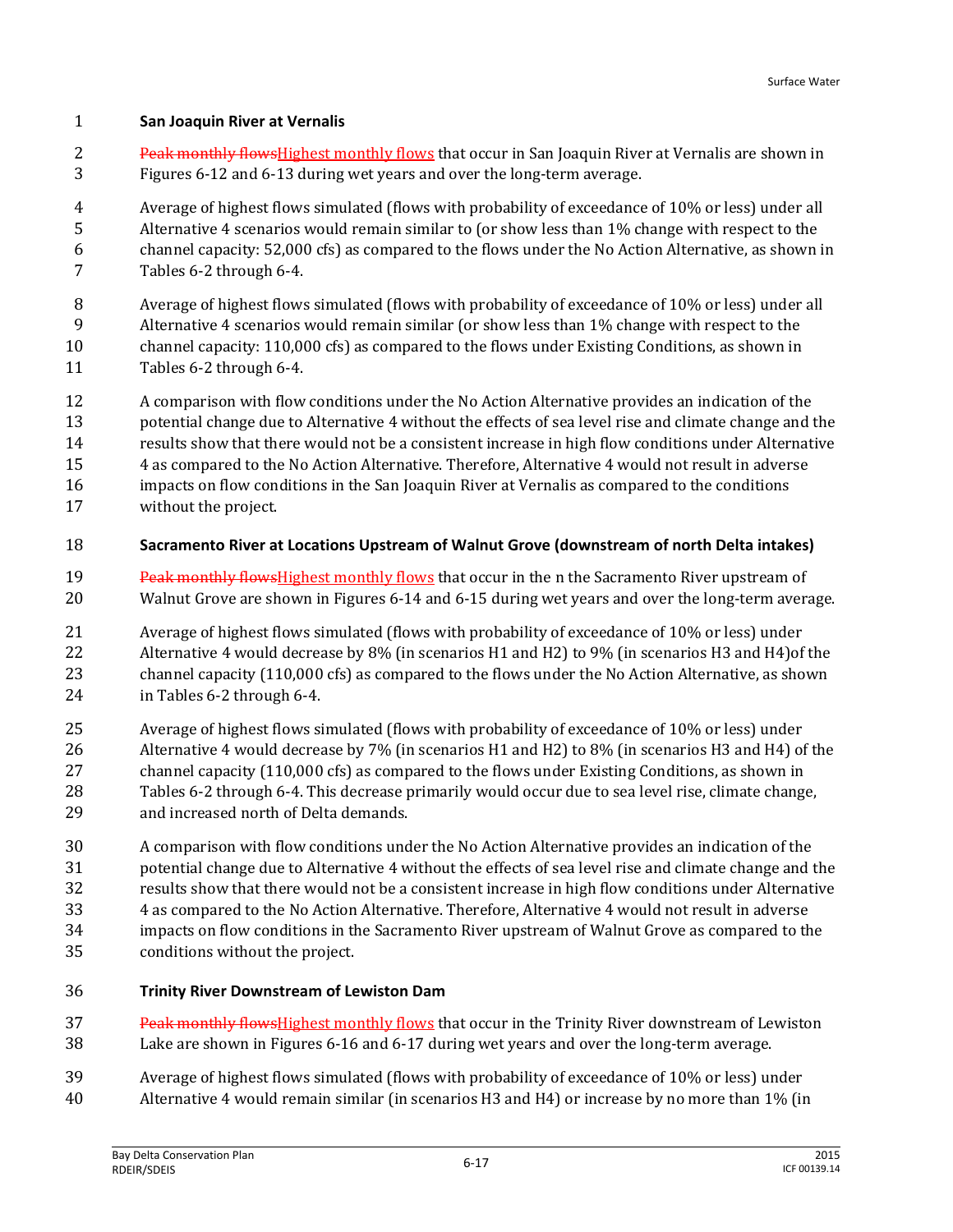**San Joaquin River at Vernalis**

~~Peak monthly flows~~Highest monthly flows that occur in San Joaquin River at Vernalis are shown in Figures 6-12 and 6-13 during wet years and over the long-term average.

Average of highest flows simulated (flows with probability of exceedance of 10% or less) under all Alternative 4 scenarios would remain similar to (or show less than 1% change with respect to the channel capacity: 52,000 cfs) as compared to the flows under the No Action Alternative, as shown in Tables 6-2 through 6-4.

Average of highest flows simulated (flows with probability of exceedance of 10% or less) under all Alternative 4 scenarios would remain similar (or show less than 1% change with respect to the channel capacity: 110,000 cfs) as compared to the flows under Existing Conditions, as shown in Tables 6-2 through 6-4.

A comparison with flow conditions under the No Action Alternative provides an indication of the potential change due to Alternative 4 without the effects of sea level rise and climate change and the results show that there would not be a consistent increase in high flow conditions under Alternative 4 as compared to the No Action Alternative. Therefore, Alternative 4 would not result in adverse impacts on flow conditions in the San Joaquin River at Vernalis as compared to the conditions without the project.

**Sacramento River at Locations Upstream of Walnut Grove (downstream of north Delta intakes)**

~~Peak monthly flows~~Highest monthly flows that occur in the n the Sacramento River upstream of Walnut Grove are shown in Figures 6-14 and 6-15 during wet years and over the long-term average.

Average of highest flows simulated (flows with probability of exceedance of 10% or less) under Alternative 4 would decrease by 8% (in scenarios H1 and H2) to 9% (in scenarios H3 and H4)of the channel capacity (110,000 cfs) as compared to the flows under the No Action Alternative, as shown in Tables 6-2 through 6-4.

Average of highest flows simulated (flows with probability of exceedance of 10% or less) under Alternative 4 would decrease by 7% (in scenarios H1 and H2) to 8% (in scenarios H3 and H4) of the channel capacity (110,000 cfs) as compared to the flows under Existing Conditions, as shown in Tables 6-2 through 6-4. This decrease primarily would occur due to sea level rise, climate change, and increased north of Delta demands.

A comparison with flow conditions under the No Action Alternative provides an indication of the potential change due to Alternative 4 without the effects of sea level rise and climate change and the results show that there would not be a consistent increase in high flow conditions under Alternative 4 as compared to the No Action Alternative. Therefore, Alternative 4 would not result in adverse impacts on flow conditions in the Sacramento River upstream of Walnut Grove as compared to the conditions without the project.

**Trinity River Downstream of Lewiston Dam**

~~Peak monthly flows~~Highest monthly flows that occur in the Trinity River downstream of Lewiston Lake are shown in Figures 6-16 and 6-17 during wet years and over the long-term average.

Average of highest flows simulated (flows with probability of exceedance of 10% or less) under Alternative 4 would remain similar (in scenarios H3 and H4) or increase by no more than 1% (in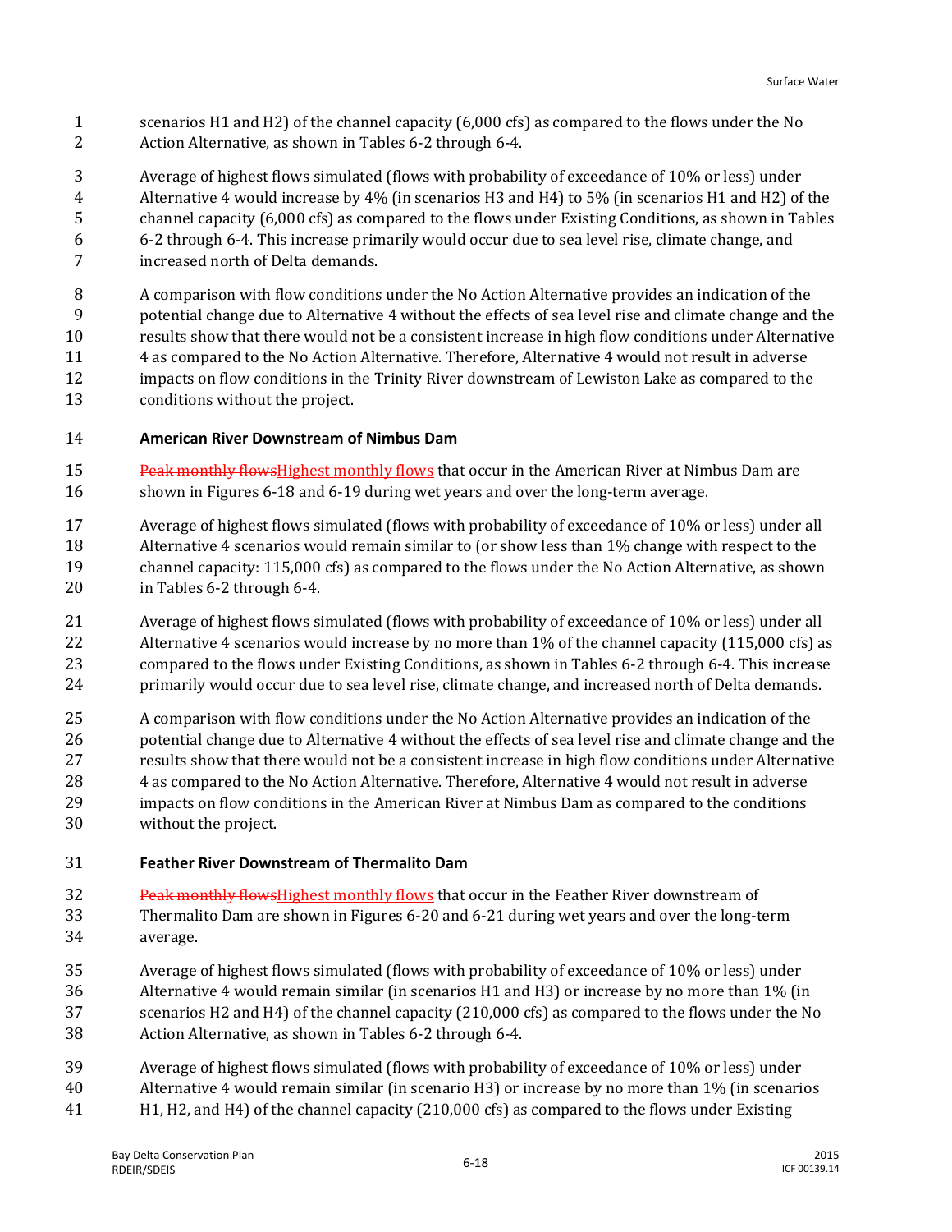scenarios H1 and H2) of the channel capacity (6,000 cfs) as compared to the flows under the No Action Alternative, as shown in Tables 6-2 through 6-4.

Average of highest flows simulated (flows with probability of exceedance of 10% or less) under Alternative 4 would increase by 4% (in scenarios H3 and H4) to 5% (in scenarios H1 and H2) of the channel capacity (6,000 cfs) as compared to the flows under Existing Conditions, as shown in Tables 6-2 through 6-4. This increase primarily would occur due to sea level rise, climate change, and increased north of Delta demands.

A comparison with flow conditions under the No Action Alternative provides an indication of the potential change due to Alternative 4 without the effects of sea level rise and climate change and the results show that there would not be a consistent increase in high flow conditions under Alternative 4 as compared to the No Action Alternative. Therefore, Alternative 4 would not result in adverse impacts on flow conditions in the Trinity River downstream of Lewiston Lake as compared to the conditions without the project.

**American River Downstream of Nimbus Dam**

~~Peak monthly flows~~Highest monthly flows that occur in the American River at Nimbus Dam are shown in Figures 6-18 and 6-19 during wet years and over the long-term average.

Average of highest flows simulated (flows with probability of exceedance of 10% or less) under all Alternative 4 scenarios would remain similar to (or show less than 1% change with respect to the channel capacity: 115,000 cfs) as compared to the flows under the No Action Alternative, as shown in Tables 6-2 through 6-4.

Average of highest flows simulated (flows with probability of exceedance of 10% or less) under all Alternative 4 scenarios would increase by no more than 1% of the channel capacity (115,000 cfs) as compared to the flows under Existing Conditions, as shown in Tables 6-2 through 6-4. This increase primarily would occur due to sea level rise, climate change, and increased north of Delta demands.

A comparison with flow conditions under the No Action Alternative provides an indication of the potential change due to Alternative 4 without the effects of sea level rise and climate change and the results show that there would not be a consistent increase in high flow conditions under Alternative 4 as compared to the No Action Alternative. Therefore, Alternative 4 would not result in adverse impacts on flow conditions in the American River at Nimbus Dam as compared to the conditions without the project.

**Feather River Downstream of Thermalito Dam**

~~Peak monthly flows~~Highest monthly flows that occur in the Feather River downstream of Thermalito Dam are shown in Figures 6-20 and 6-21 during wet years and over the long-term average.

Average of highest flows simulated (flows with probability of exceedance of 10% or less) under Alternative 4 would remain similar (in scenarios H1 and H3) or increase by no more than 1% (in scenarios H2 and H4) of the channel capacity (210,000 cfs) as compared to the flows under the No Action Alternative, as shown in Tables 6-2 through 6-4.

Average of highest flows simulated (flows with probability of exceedance of 10% or less) under Alternative 4 would remain similar (in scenario H3) or increase by no more than 1% (in scenarios H1, H2, and H4) of the channel capacity (210,000 cfs) as compared to the flows under Existing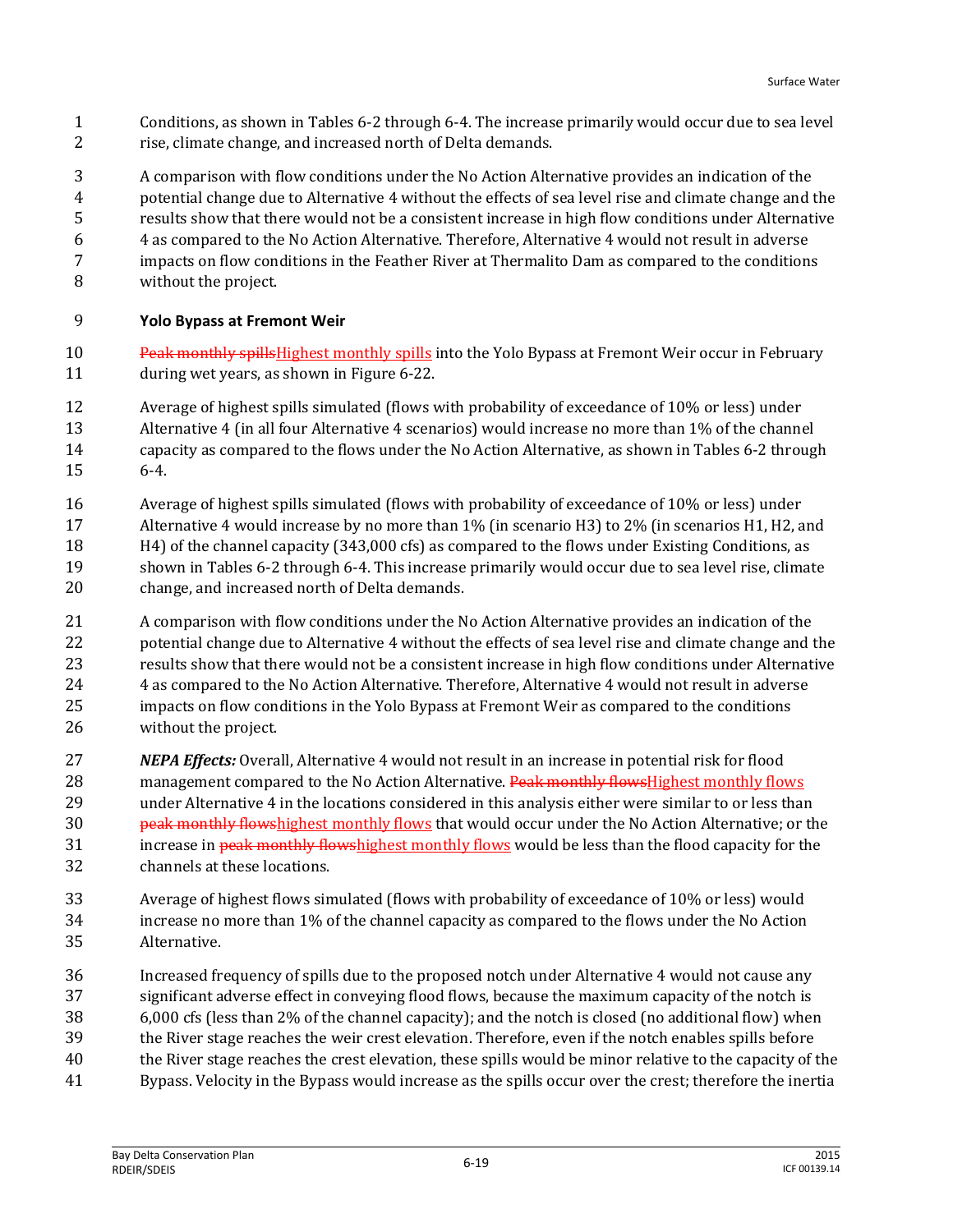Conditions, as shown in Tables 6-2 through 6-4. The increase primarily would occur due to sea level rise, climate change, and increased north of Delta demands.

A comparison with flow conditions under the No Action Alternative provides an indication of the potential change due to Alternative 4 without the effects of sea level rise and climate change and the results show that there would not be a consistent increase in high flow conditions under Alternative 4 as compared to the No Action Alternative. Therefore, Alternative 4 would not result in adverse impacts on flow conditions in the Feather River at Thermalito Dam as compared to the conditions without the project.

**Yolo Bypass at Fremont Weir**

~~Peak monthly spills~~Highest monthly spills into the Yolo Bypass at Fremont Weir occur in February during wet years, as shown in Figure 6-22.

Average of highest spills simulated (flows with probability of exceedance of 10% or less) under Alternative 4 (in all four Alternative 4 scenarios) would increase no more than 1% of the channel capacity as compared to the flows under the No Action Alternative, as shown in Tables 6-2 through 6-4.

Average of highest spills simulated (flows with probability of exceedance of 10% or less) under Alternative 4 would increase by no more than 1% (in scenario H3) to 2% (in scenarios H1, H2, and H4) of the channel capacity (343,000 cfs) as compared to the flows under Existing Conditions, as shown in Tables 6-2 through 6-4. This increase primarily would occur due to sea level rise, climate change, and increased north of Delta demands.

A comparison with flow conditions under the No Action Alternative provides an indication of the potential change due to Alternative 4 without the effects of sea level rise and climate change and the results show that there would not be a consistent increase in high flow conditions under Alternative 4 as compared to the No Action Alternative. Therefore, Alternative 4 would not result in adverse impacts on flow conditions in the Yolo Bypass at Fremont Weir as compared to the conditions without the project.

***NEPA Effects:*** Overall, Alternative 4 would not result in an increase in potential risk for flood management compared to the No Action Alternative. ~~Peak monthly flows~~Highest monthly flows under Alternative 4 in the locations considered in this analysis either were similar to or less than ~~peak monthly flows~~highest monthly flows that would occur under the No Action Alternative; or the increase in ~~peak monthly flows~~highest monthly flows would be less than the flood capacity for the channels at these locations.

Average of highest flows simulated (flows with probability of exceedance of 10% or less) would increase no more than 1% of the channel capacity as compared to the flows under the No Action Alternative.

Increased frequency of spills due to the proposed notch under Alternative 4 would not cause any significant adverse effect in conveying flood flows, because the maximum capacity of the notch is 6,000 cfs (less than 2% of the channel capacity); and the notch is closed (no additional flow) when the River stage reaches the weir crest elevation. Therefore, even if the notch enables spills before the River stage reaches the crest elevation, these spills would be minor relative to the capacity of the Bypass. Velocity in the Bypass would increase as the spills occur over the crest; therefore the inertia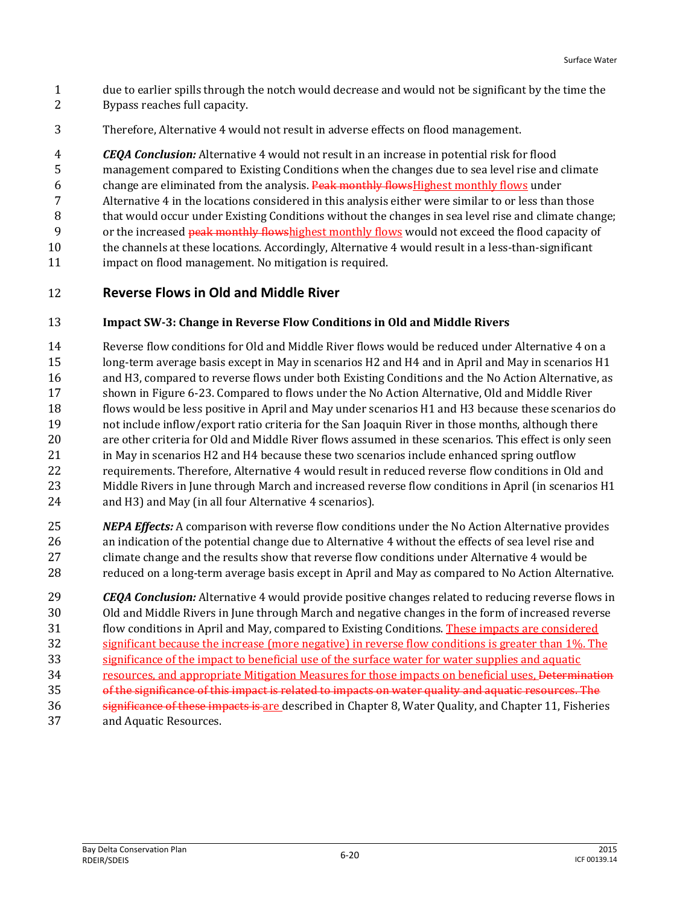due to earlier spills through the notch would decrease and would not be significant by the time the Bypass reaches full capacity.

Therefore, Alternative 4 would not result in adverse effects on flood management.

***CEQA Conclusion:*** Alternative 4 would not result in an increase in potential risk for flood management compared to Existing Conditions when the changes due to sea level rise and climate change are eliminated from the analysis. ~~Peak monthly flows~~Highest monthly flows under Alternative 4 in the locations considered in this analysis either were similar to or less than those that would occur under Existing Conditions without the changes in sea level rise and climate change; or the increased ~~peak monthly flows~~highest monthly flows would not exceed the flood capacity of the channels at these locations. Accordingly, Alternative 4 would result in a less-than-significant impact on flood management. No mitigation is required.

## Reverse Flows in Old and Middle River

### Impact SW-3: Change in Reverse Flow Conditions in Old and Middle Rivers

Reverse flow conditions for Old and Middle River flows would be reduced under Alternative 4 on a long-term average basis except in May in scenarios H2 and H4 and in April and May in scenarios H1 and H3, compared to reverse flows under both Existing Conditions and the No Action Alternative, as shown in Figure 6-23. Compared to flows under the No Action Alternative, Old and Middle River flows would be less positive in April and May under scenarios H1 and H3 because these scenarios do not include inflow/export ratio criteria for the San Joaquin River in those months, although there are other criteria for Old and Middle River flows assumed in these scenarios. This effect is only seen in May in scenarios H2 and H4 because these two scenarios include enhanced spring outflow requirements. Therefore, Alternative 4 would result in reduced reverse flow conditions in Old and Middle Rivers in June through March and increased reverse flow conditions in April (in scenarios H1 and H3) and May (in all four Alternative 4 scenarios).

***NEPA Effects:*** A comparison with reverse flow conditions under the No Action Alternative provides an indication of the potential change due to Alternative 4 without the effects of sea level rise and climate change and the results show that reverse flow conditions under Alternative 4 would be reduced on a long-term average basis except in April and May as compared to No Action Alternative.

***CEQA Conclusion:*** Alternative 4 would provide positive changes related to reducing reverse flows in Old and Middle Rivers in June through March and negative changes in the form of increased reverse flow conditions in April and May, compared to Existing Conditions. These impacts are considered significant because the increase (more negative) in reverse flow conditions is greater than 1%. The significance of the impact to beneficial use of the surface water for water supplies and aquatic resources, and appropriate Mitigation Measures for those impacts on beneficial uses, ~~Determination of the significance of this impact is related to impacts on water quality and aquatic resources. The significance of these impacts is~~ are described in Chapter 8, Water Quality, and Chapter 11, Fisheries and Aquatic Resources.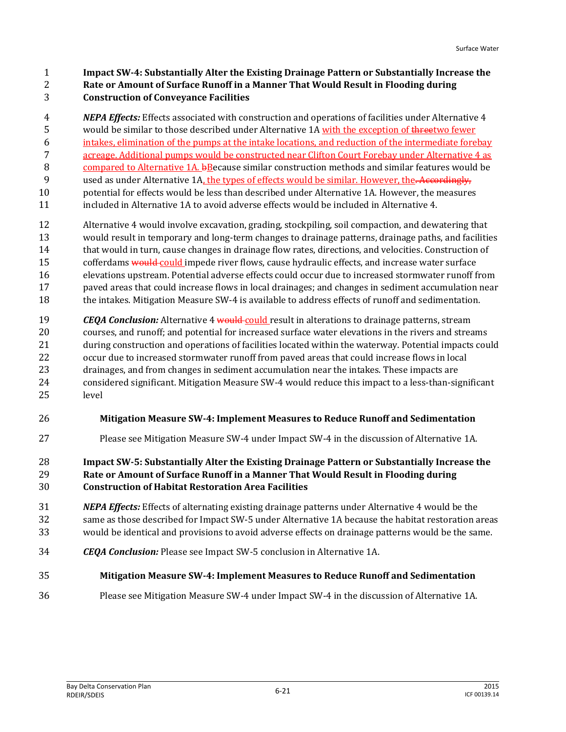**Impact SW-4: Substantially Alter the Existing Drainage Pattern or Substantially Increase the Rate or Amount of Surface Runoff in a Manner That Would Result in Flooding during Construction of Conveyance Facilities**

***NEPA Effects:*** Effects associated with construction and operations of facilities under Alternative 4 would be similar to those described under Alternative 1A with the exception of ~~three~~two fewer intakes, elimination of the pumps at the intake locations, and reduction of the intermediate forebay acreage. Additional pumps would be constructed near Clifton Court Forebay under Alternative 4 as compared to Alternative 1A. ~~b~~Because similar construction methods and similar features would be used as under Alternative 1A, the types of effects would be similar. However, the~~. Accordingly,~~ potential for effects would be less than described under Alternative 1A. However, the measures included in Alternative 1A to avoid adverse effects would be included in Alternative 4.

Alternative 4 would involve excavation, grading, stockpiling, soil compaction, and dewatering that would result in temporary and long-term changes to drainage patterns, drainage paths, and facilities that would in turn, cause changes in drainage flow rates, directions, and velocities. Construction of cofferdams ~~would~~ could impede river flows, cause hydraulic effects, and increase water surface elevations upstream. Potential adverse effects could occur due to increased stormwater runoff from paved areas that could increase flows in local drainages; and changes in sediment accumulation near the intakes. Mitigation Measure SW-4 is available to address effects of runoff and sedimentation.

***CEQA Conclusion:*** Alternative 4 ~~would~~ could result in alterations to drainage patterns, stream courses, and runoff; and potential for increased surface water elevations in the rivers and streams during construction and operations of facilities located within the waterway. Potential impacts could occur due to increased stormwater runoff from paved areas that could increase flows in local drainages, and from changes in sediment accumulation near the intakes. These impacts are considered significant. Mitigation Measure SW-4 would reduce this impact to a less-than-significant level

**Mitigation Measure SW-4: Implement Measures to Reduce Runoff and Sedimentation**

Please see Mitigation Measure SW-4 under Impact SW-4 in the discussion of Alternative 1A.

**Impact SW-5: Substantially Alter the Existing Drainage Pattern or Substantially Increase the Rate or Amount of Surface Runoff in a Manner That Would Result in Flooding during Construction of Habitat Restoration Area Facilities**

***NEPA Effects:*** Effects of alternating existing drainage patterns under Alternative 4 would be the same as those described for Impact SW-5 under Alternative 1A because the habitat restoration areas would be identical and provisions to avoid adverse effects on drainage patterns would be the same.

***CEQA Conclusion:*** Please see Impact SW-5 conclusion in Alternative 1A.

**Mitigation Measure SW-4: Implement Measures to Reduce Runoff and Sedimentation**

Please see Mitigation Measure SW-4 under Impact SW-4 in the discussion of Alternative 1A.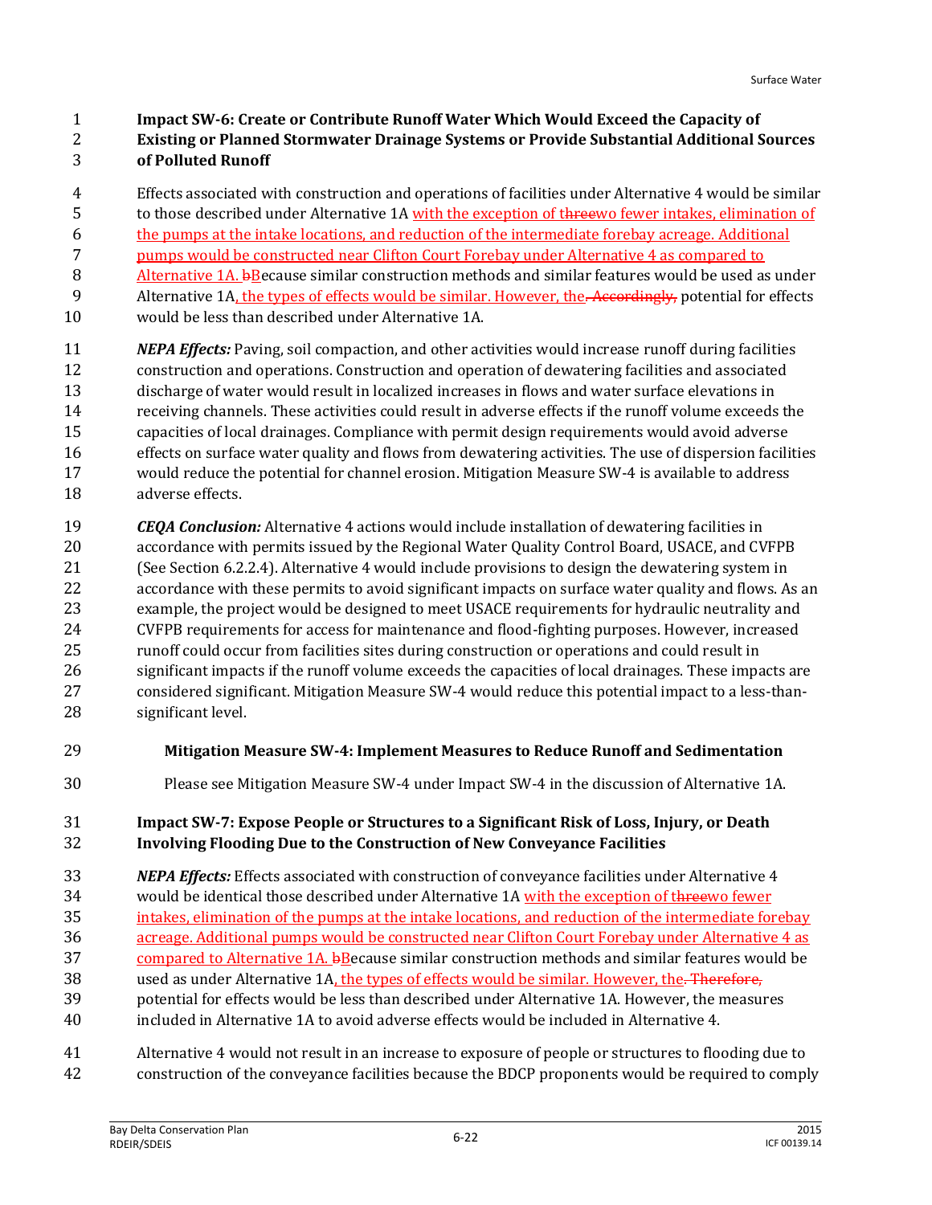**Impact SW-6: Create or Contribute Runoff Water Which Would Exceed the Capacity of Existing or Planned Stormwater Drainage Systems or Provide Substantial Additional Sources of Polluted Runoff**

Effects associated with construction and operations of facilities under Alternative 4 would be similar to those described under Alternative 1A with the exception of threetwo fewer intakes, elimination of the pumps at the intake locations, and reduction of the intermediate forebay acreage. Additional pumps would be constructed near Clifton Court Forebay under Alternative 4 as compared to Alternative 1A. bBecause similar construction methods and similar features would be used as under Alternative 1A, the types of effects would be similar. However, the. Accordingly, potential for effects would be less than described under Alternative 1A.

***NEPA Effects:*** Paving, soil compaction, and other activities would increase runoff during facilities construction and operations. Construction and operation of dewatering facilities and associated discharge of water would result in localized increases in flows and water surface elevations in receiving channels. These activities could result in adverse effects if the runoff volume exceeds the capacities of local drainages. Compliance with permit design requirements would avoid adverse effects on surface water quality and flows from dewatering activities. The use of dispersion facilities would reduce the potential for channel erosion. Mitigation Measure SW-4 is available to address adverse effects.

***CEQA Conclusion:*** Alternative 4 actions would include installation of dewatering facilities in accordance with permits issued by the Regional Water Quality Control Board, USACE, and CVFPB (See Section 6.2.2.4). Alternative 4 would include provisions to design the dewatering system in accordance with these permits to avoid significant impacts on surface water quality and flows. As an example, the project would be designed to meet USACE requirements for hydraulic neutrality and CVFPB requirements for access for maintenance and flood-fighting purposes. However, increased runoff could occur from facilities sites during construction or operations and could result in significant impacts if the runoff volume exceeds the capacities of local drainages. These impacts are considered significant. Mitigation Measure SW-4 would reduce this potential impact to a less-than-significant level.

**Mitigation Measure SW-4: Implement Measures to Reduce Runoff and Sedimentation**

Please see Mitigation Measure SW-4 under Impact SW-4 in the discussion of Alternative 1A.

**Impact SW-7: Expose People or Structures to a Significant Risk of Loss, Injury, or Death Involving Flooding Due to the Construction of New Conveyance Facilities**

***NEPA Effects:*** Effects associated with construction of conveyance facilities under Alternative 4 would be identical those described under Alternative 1A with the exception of threetwo fewer intakes, elimination of the pumps at the intake locations, and reduction of the intermediate forebay acreage. Additional pumps would be constructed near Clifton Court Forebay under Alternative 4 as compared to Alternative 1A. bBecause similar construction methods and similar features would be used as under Alternative 1A, the types of effects would be similar. However, the. Therefore, potential for effects would be less than described under Alternative 1A. However, the measures included in Alternative 1A to avoid adverse effects would be included in Alternative 4.

Alternative 4 would not result in an increase to exposure of people or structures to flooding due to construction of the conveyance facilities because the BDCP proponents would be required to comply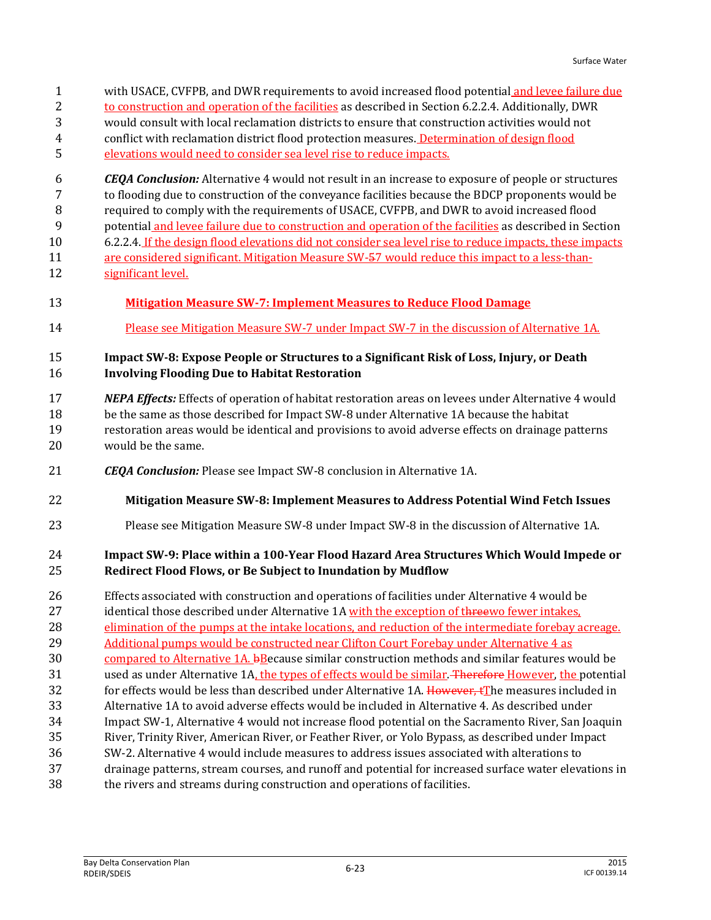with USACE, CVFPB, and DWR requirements to avoid increased flood potential and levee failure due to construction and operation of the facilities as described in Section 6.2.2.4. Additionally, DWR would consult with local reclamation districts to ensure that construction activities would not conflict with reclamation district flood protection measures. Determination of design flood elevations would need to consider sea level rise to reduce impacts.

***CEQA Conclusion:*** Alternative 4 would not result in an increase to exposure of people or structures to flooding due to construction of the conveyance facilities because the BDCP proponents would be required to comply with the requirements of USACE, CVFPB, and DWR to avoid increased flood potential and levee failure due to construction and operation of the facilities as described in Section 6.2.2.4. If the design flood elevations did not consider sea level rise to reduce impacts, these impacts are considered significant. Mitigation Measure SW-~~5~~7 would reduce this impact to a less-than-significant level.

**Mitigation Measure SW-7: Implement Measures to Reduce Flood Damage**

Please see Mitigation Measure SW-7 under Impact SW-7 in the discussion of Alternative 1A.

**Impact SW-8: Expose People or Structures to a Significant Risk of Loss, Injury, or Death Involving Flooding Due to Habitat Restoration**

***NEPA Effects:*** Effects of operation of habitat restoration areas on levees under Alternative 4 would be the same as those described for Impact SW-8 under Alternative 1A because the habitat restoration areas would be identical and provisions to avoid adverse effects on drainage patterns would be the same.

***CEQA Conclusion:*** Please see Impact SW-8 conclusion in Alternative 1A.

**Mitigation Measure SW-8: Implement Measures to Address Potential Wind Fetch Issues**

Please see Mitigation Measure SW-8 under Impact SW-8 in the discussion of Alternative 1A.

**Impact SW-9: Place within a 100-Year Flood Hazard Area Structures Which Would Impede or Redirect Flood Flows, or Be Subject to Inundation by Mudflow**

Effects associated with construction and operations of facilities under Alternative 4 would be identical those described under Alternative 1A with the exception of t~~hree~~wo fewer intakes, elimination of the pumps at the intake locations, and reduction of the intermediate forebay acreage. Additional pumps would be constructed near Clifton Court Forebay under Alternative 4 as compared to Alternative 1A. ~~b~~Because similar construction methods and similar features would be used as under Alternative 1A, the types of effects would be similar. ~~Therefore~~ However, the potential for effects would be less than described under Alternative 1A. ~~However, t~~The measures included in Alternative 1A to avoid adverse effects would be included in Alternative 4. As described under Impact SW-1, Alternative 4 would not increase flood potential on the Sacramento River, San Joaquin River, Trinity River, American River, or Feather River, or Yolo Bypass, as described under Impact SW-2. Alternative 4 would include measures to address issues associated with alterations to drainage patterns, stream courses, and runoff and potential for increased surface water elevations in the rivers and streams during construction and operations of facilities.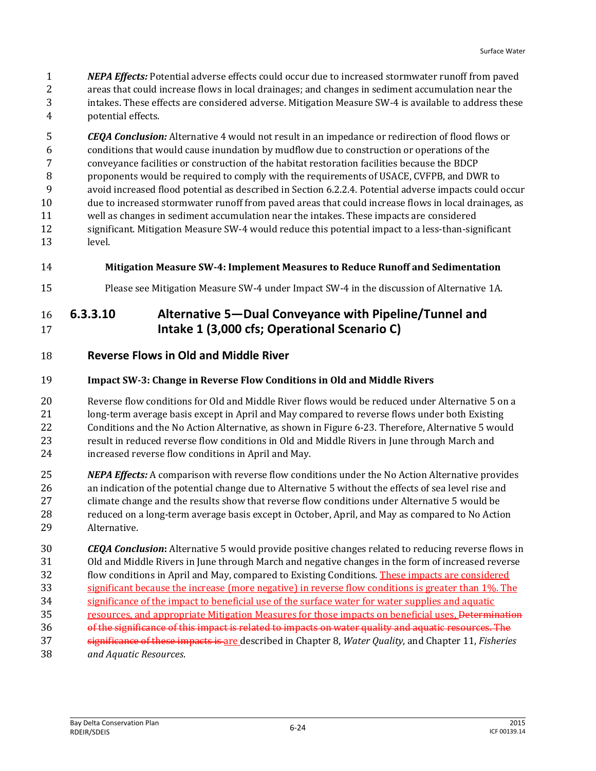*NEPA Effects:* Potential adverse effects could occur due to increased stormwater runoff from paved areas that could increase flows in local drainages; and changes in sediment accumulation near the intakes. These effects are considered adverse. Mitigation Measure SW-4 is available to address these potential effects.

*CEQA Conclusion:* Alternative 4 would not result in an impedance or redirection of flood flows or conditions that would cause inundation by mudflow due to construction or operations of the conveyance facilities or construction of the habitat restoration facilities because the BDCP proponents would be required to comply with the requirements of USACE, CVFPB, and DWR to avoid increased flood potential as described in Section 6.2.2.4. Potential adverse impacts could occur due to increased stormwater runoff from paved areas that could increase flows in local drainages, as well as changes in sediment accumulation near the intakes. These impacts are considered significant. Mitigation Measure SW-4 would reduce this potential impact to a less-than-significant level.

**Mitigation Measure SW-4: Implement Measures to Reduce Runoff and Sedimentation**

Please see Mitigation Measure SW-4 under Impact SW-4 in the discussion of Alternative 1A.

## 6.3.3.10 Alternative 5—Dual Conveyance with Pipeline/Tunnel and Intake 1 (3,000 cfs; Operational Scenario C)

### Reverse Flows in Old and Middle River

**Impact SW-3: Change in Reverse Flow Conditions in Old and Middle Rivers**

Reverse flow conditions for Old and Middle River flows would be reduced under Alternative 5 on a long-term average basis except in April and May compared to reverse flows under both Existing Conditions and the No Action Alternative, as shown in Figure 6-23. Therefore, Alternative 5 would result in reduced reverse flow conditions in Old and Middle Rivers in June through March and increased reverse flow conditions in April and May.

*NEPA Effects:* A comparison with reverse flow conditions under the No Action Alternative provides an indication of the potential change due to Alternative 5 without the effects of sea level rise and climate change and the results show that reverse flow conditions under Alternative 5 would be reduced on a long-term average basis except in October, April, and May as compared to No Action Alternative.

***CEQA Conclusion*:** Alternative 5 would provide positive changes related to reducing reverse flows in Old and Middle Rivers in June through March and negative changes in the form of increased reverse flow conditions in April and May, compared to Existing Conditions. These impacts are considered significant because the increase (more negative) in reverse flow conditions is greater than 1%. The significance of the impact to beneficial use of the surface water for water supplies and aquatic resources, and appropriate Mitigation Measures for those impacts on beneficial uses, ~~Determination of the significance of this impact is related to impacts on water quality and aquatic resources. The significance of these impacts is~~ are described in Chapter 8, *Water Quality*, and Chapter 11, *Fisheries and Aquatic Resources*.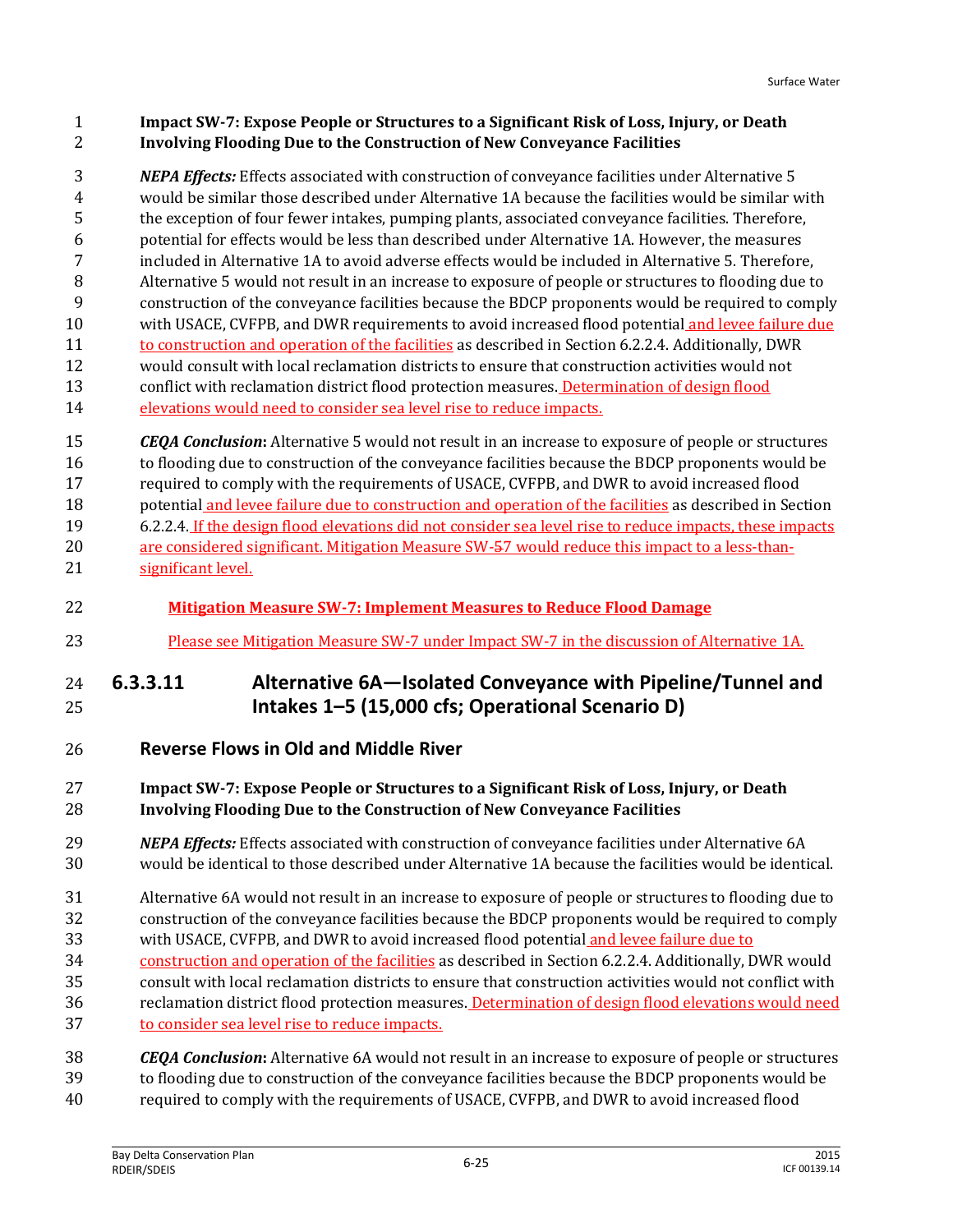**Impact SW-7: Expose People or Structures to a Significant Risk of Loss, Injury, or Death Involving Flooding Due to the Construction of New Conveyance Facilities**

***NEPA Effects:*** Effects associated with construction of conveyance facilities under Alternative 5 would be similar those described under Alternative 1A because the facilities would be similar with the exception of four fewer intakes, pumping plants, associated conveyance facilities. Therefore, potential for effects would be less than described under Alternative 1A. However, the measures included in Alternative 1A to avoid adverse effects would be included in Alternative 5. Therefore, Alternative 5 would not result in an increase to exposure of people or structures to flooding due to construction of the conveyance facilities because the BDCP proponents would be required to comply with USACE, CVFPB, and DWR requirements to avoid increased flood potential and levee failure due to construction and operation of the facilities as described in Section 6.2.2.4. Additionally, DWR would consult with local reclamation districts to ensure that construction activities would not conflict with reclamation district flood protection measures. Determination of design flood elevations would need to consider sea level rise to reduce impacts.

***CEQA Conclusion*:** Alternative 5 would not result in an increase to exposure of people or structures to flooding due to construction of the conveyance facilities because the BDCP proponents would be required to comply with the requirements of USACE, CVFPB, and DWR to avoid increased flood potential and levee failure due to construction and operation of the facilities as described in Section 6.2.2.4. If the design flood elevations did not consider sea level rise to reduce impacts, these impacts are considered significant. Mitigation Measure SW-~~5~~7 would reduce this impact to a less-than-significant level.

**Mitigation Measure SW-7: Implement Measures to Reduce Flood Damage**

Please see Mitigation Measure SW-7 under Impact SW-7 in the discussion of Alternative 1A.

## 6.3.3.11 Alternative 6A—Isolated Conveyance with Pipeline/Tunnel and Intakes 1–5 (15,000 cfs; Operational Scenario D)

### Reverse Flows in Old and Middle River

**Impact SW-7: Expose People or Structures to a Significant Risk of Loss, Injury, or Death Involving Flooding Due to the Construction of New Conveyance Facilities**

***NEPA Effects:*** Effects associated with construction of conveyance facilities under Alternative 6A would be identical to those described under Alternative 1A because the facilities would be identical.

Alternative 6A would not result in an increase to exposure of people or structures to flooding due to construction of the conveyance facilities because the BDCP proponents would be required to comply with USACE, CVFPB, and DWR to avoid increased flood potential and levee failure due to construction and operation of the facilities as described in Section 6.2.2.4. Additionally, DWR would consult with local reclamation districts to ensure that construction activities would not conflict with reclamation district flood protection measures. Determination of design flood elevations would need to consider sea level rise to reduce impacts.

***CEQA Conclusion*:** Alternative 6A would not result in an increase to exposure of people or structures to flooding due to construction of the conveyance facilities because the BDCP proponents would be required to comply with the requirements of USACE, CVFPB, and DWR to avoid increased flood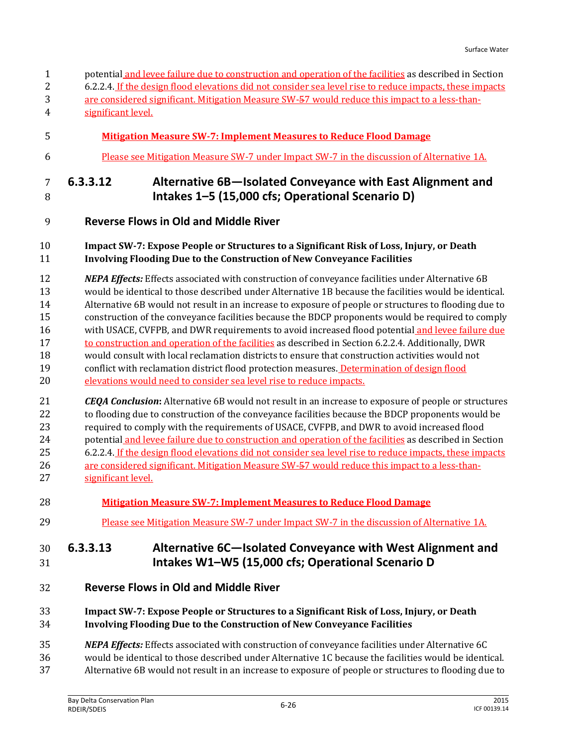potential and levee failure due to construction and operation of the facilities as described in Section 6.2.2.4. If the design flood elevations did not consider sea level rise to reduce impacts, these impacts are considered significant. Mitigation Measure SW-57 would reduce this impact to a less-than-significant level.

**Mitigation Measure SW-7: Implement Measures to Reduce Flood Damage**

Please see Mitigation Measure SW-7 under Impact SW-7 in the discussion of Alternative 1A.

## 6.3.3.12 Alternative 6B—Isolated Conveyance with East Alignment and Intakes 1–5 (15,000 cfs; Operational Scenario D)

### Reverse Flows in Old and Middle River

**Impact SW-7: Expose People or Structures to a Significant Risk of Loss, Injury, or Death Involving Flooding Due to the Construction of New Conveyance Facilities**

***NEPA Effects:*** Effects associated with construction of conveyance facilities under Alternative 6B would be identical to those described under Alternative 1B because the facilities would be identical. Alternative 6B would not result in an increase to exposure of people or structures to flooding due to construction of the conveyance facilities because the BDCP proponents would be required to comply with USACE, CVFPB, and DWR requirements to avoid increased flood potential and levee failure due to construction and operation of the facilities as described in Section 6.2.2.4. Additionally, DWR would consult with local reclamation districts to ensure that construction activities would not conflict with reclamation district flood protection measures. Determination of design flood elevations would need to consider sea level rise to reduce impacts.

***CEQA Conclusion*:** Alternative 6B would not result in an increase to exposure of people or structures to flooding due to construction of the conveyance facilities because the BDCP proponents would be required to comply with the requirements of USACE, CVFPB, and DWR to avoid increased flood potential and levee failure due to construction and operation of the facilities as described in Section 6.2.2.4. If the design flood elevations did not consider sea level rise to reduce impacts, these impacts are considered significant. Mitigation Measure SW-57 would reduce this impact to a less-than-significant level.

**Mitigation Measure SW-7: Implement Measures to Reduce Flood Damage**

Please see Mitigation Measure SW-7 under Impact SW-7 in the discussion of Alternative 1A.

## 6.3.3.13 Alternative 6C—Isolated Conveyance with West Alignment and Intakes W1–W5 (15,000 cfs; Operational Scenario D

### Reverse Flows in Old and Middle River

**Impact SW-7: Expose People or Structures to a Significant Risk of Loss, Injury, or Death Involving Flooding Due to the Construction of New Conveyance Facilities**

***NEPA Effects:*** Effects associated with construction of conveyance facilities under Alternative 6C would be identical to those described under Alternative 1C because the facilities would be identical. Alternative 6B would not result in an increase to exposure of people or structures to flooding due to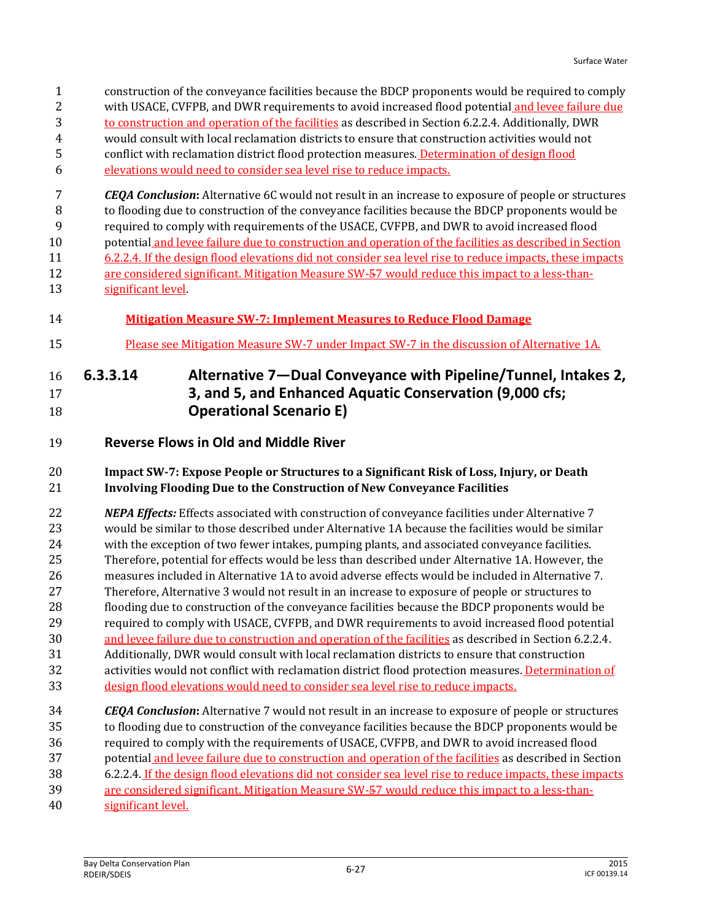construction of the conveyance facilities because the BDCP proponents would be required to comply with USACE, CVFPB, and DWR requirements to avoid increased flood potential and levee failure due to construction and operation of the facilities as described in Section 6.2.2.4. Additionally, DWR would consult with local reclamation districts to ensure that construction activities would not conflict with reclamation district flood protection measures. Determination of design flood elevations would need to consider sea level rise to reduce impacts.

***CEQA Conclusion*:** Alternative 6C would not result in an increase to exposure of people or structures to flooding due to construction of the conveyance facilities because the BDCP proponents would be required to comply with requirements of the USACE, CVFPB, and DWR to avoid increased flood potential and levee failure due to construction and operation of the facilities as described in Section 6.2.2.4. If the design flood elevations did not consider sea level rise to reduce impacts, these impacts are considered significant. Mitigation Measure SW-~~5~~7 would reduce this impact to a less-than-significant level.

**Mitigation Measure SW-7: Implement Measures to Reduce Flood Damage**

Please see Mitigation Measure SW-7 under Impact SW-7 in the discussion of Alternative 1A.

## 6.3.3.14 Alternative 7—Dual Conveyance with Pipeline/Tunnel, Intakes 2, 3, and 5, and Enhanced Aquatic Conservation (9,000 cfs; Operational Scenario E)

### Reverse Flows in Old and Middle River

**Impact SW-7: Expose People or Structures to a Significant Risk of Loss, Injury, or Death Involving Flooding Due to the Construction of New Conveyance Facilities**

***NEPA Effects:*** Effects associated with construction of conveyance facilities under Alternative 7 would be similar to those described under Alternative 1A because the facilities would be similar with the exception of two fewer intakes, pumping plants, and associated conveyance facilities. Therefore, potential for effects would be less than described under Alternative 1A. However, the measures included in Alternative 1A to avoid adverse effects would be included in Alternative 7. Therefore, Alternative 3 would not result in an increase to exposure of people or structures to flooding due to construction of the conveyance facilities because the BDCP proponents would be required to comply with USACE, CVFPB, and DWR requirements to avoid increased flood potential and levee failure due to construction and operation of the facilities as described in Section 6.2.2.4. Additionally, DWR would consult with local reclamation districts to ensure that construction activities would not conflict with reclamation district flood protection measures. Determination of design flood elevations would need to consider sea level rise to reduce impacts.

***CEQA Conclusion*:** Alternative 7 would not result in an increase to exposure of people or structures to flooding due to construction of the conveyance facilities because the BDCP proponents would be required to comply with the requirements of USACE, CVFPB, and DWR to avoid increased flood potential and levee failure due to construction and operation of the facilities as described in Section 6.2.2.4. If the design flood elevations did not consider sea level rise to reduce impacts, these impacts are considered significant. Mitigation Measure SW-~~5~~7 would reduce this impact to a less-than-significant level.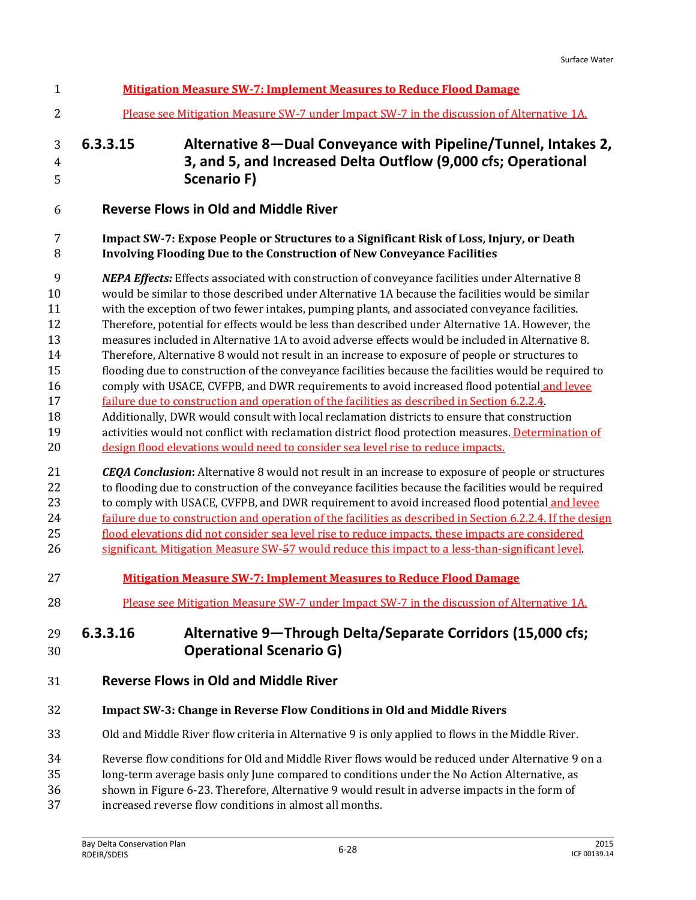**Mitigation Measure SW-7: Implement Measures to Reduce Flood Damage**

Please see Mitigation Measure SW-7 under Impact SW-7 in the discussion of Alternative 1A.

### 6.3.3.15 Alternative 8—Dual Conveyance with Pipeline/Tunnel, Intakes 2, 3, and 5, and Increased Delta Outflow (9,000 cfs; Operational Scenario F)

#### Reverse Flows in Old and Middle River

**Impact SW-7: Expose People or Structures to a Significant Risk of Loss, Injury, or Death Involving Flooding Due to the Construction of New Conveyance Facilities**

***NEPA Effects:*** Effects associated with construction of conveyance facilities under Alternative 8 would be similar to those described under Alternative 1A because the facilities would be similar with the exception of two fewer intakes, pumping plants, and associated conveyance facilities. Therefore, potential for effects would be less than described under Alternative 1A. However, the measures included in Alternative 1A to avoid adverse effects would be included in Alternative 8. Therefore, Alternative 8 would not result in an increase to exposure of people or structures to flooding due to construction of the conveyance facilities because the facilities would be required to comply with USACE, CVFPB, and DWR requirements to avoid increased flood potential and levee failure due to construction and operation of the facilities as described in Section 6.2.2.4. Additionally, DWR would consult with local reclamation districts to ensure that construction activities would not conflict with reclamation district flood protection measures. Determination of design flood elevations would need to consider sea level rise to reduce impacts.

***CEQA Conclusion*:** Alternative 8 would not result in an increase to exposure of people or structures to flooding due to construction of the conveyance facilities because the facilities would be required to comply with USACE, CVFPB, and DWR requirement to avoid increased flood potential and levee failure due to construction and operation of the facilities as described in Section 6.2.2.4. If the design flood elevations did not consider sea level rise to reduce impacts, these impacts are considered significant. Mitigation Measure SW-~~5~~7 would reduce this impact to a less-than-significant level.

**Mitigation Measure SW-7: Implement Measures to Reduce Flood Damage**

Please see Mitigation Measure SW-7 under Impact SW-7 in the discussion of Alternative 1A.

### 6.3.3.16 Alternative 9—Through Delta/Separate Corridors (15,000 cfs; Operational Scenario G)

#### Reverse Flows in Old and Middle River

**Impact SW-3: Change in Reverse Flow Conditions in Old and Middle Rivers**

Old and Middle River flow criteria in Alternative 9 is only applied to flows in the Middle River.

Reverse flow conditions for Old and Middle River flows would be reduced under Alternative 9 on a long-term average basis only June compared to conditions under the No Action Alternative, as shown in Figure 6-23. Therefore, Alternative 9 would result in adverse impacts in the form of increased reverse flow conditions in almost all months.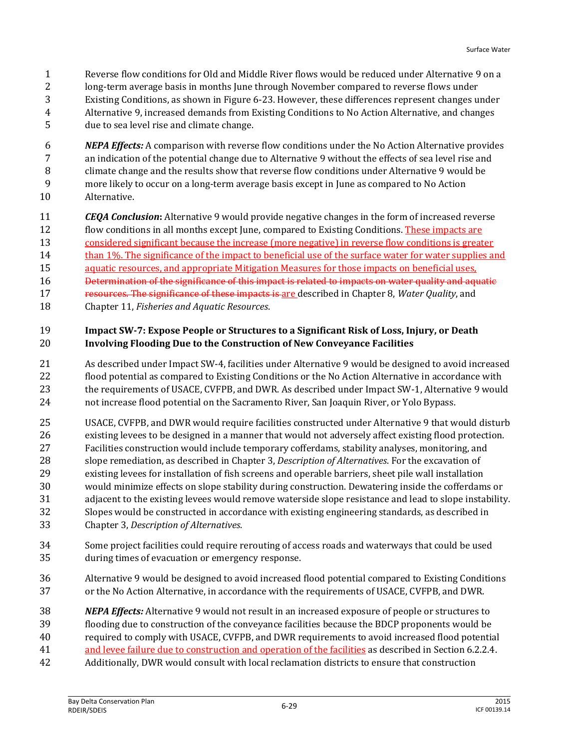Reverse flow conditions for Old and Middle River flows would be reduced under Alternative 9 on a long-term average basis in months June through November compared to reverse flows under Existing Conditions, as shown in Figure 6-23. However, these differences represent changes under Alternative 9, increased demands from Existing Conditions to No Action Alternative, and changes due to sea level rise and climate change.

***NEPA Effects:*** A comparison with reverse flow conditions under the No Action Alternative provides an indication of the potential change due to Alternative 9 without the effects of sea level rise and climate change and the results show that reverse flow conditions under Alternative 9 would be more likely to occur on a long-term average basis except in June as compared to No Action Alternative.

***CEQA Conclusion*:** Alternative 9 would provide negative changes in the form of increased reverse flow conditions in all months except June, compared to Existing Conditions. <u>These impacts are considered significant because the increase (more negative) in reverse flow conditions is greater than 1%. The significance of the impact to beneficial use of the surface water for water supplies and aquatic resources, and appropriate Mitigation Measures for those impacts on beneficial uses,</u> ~~Determination of the significance of this impact is related to impacts on water quality and aquatic resources. The significance of these impacts is~~ <u>are</u> described in Chapter 8, *Water Quality*, and Chapter 11, *Fisheries and Aquatic Resources*.

### Impact SW-7: Expose People or Structures to a Significant Risk of Loss, Injury, or Death Involving Flooding Due to the Construction of New Conveyance Facilities

As described under Impact SW-4, facilities under Alternative 9 would be designed to avoid increased flood potential as compared to Existing Conditions or the No Action Alternative in accordance with the requirements of USACE, CVFPB, and DWR. As described under Impact SW-1, Alternative 9 would not increase flood potential on the Sacramento River, San Joaquin River, or Yolo Bypass.

USACE, CVFPB, and DWR would require facilities constructed under Alternative 9 that would disturb existing levees to be designed in a manner that would not adversely affect existing flood protection. Facilities construction would include temporary cofferdams, stability analyses, monitoring, and slope remediation, as described in Chapter 3, *Description of Alternatives*. For the excavation of existing levees for installation of fish screens and operable barriers, sheet pile wall installation would minimize effects on slope stability during construction. Dewatering inside the cofferdams or adjacent to the existing levees would remove waterside slope resistance and lead to slope instability. Slopes would be constructed in accordance with existing engineering standards, as described in Chapter 3, *Description of Alternatives*.

Some project facilities could require rerouting of access roads and waterways that could be used during times of evacuation or emergency response.

Alternative 9 would be designed to avoid increased flood potential compared to Existing Conditions or the No Action Alternative, in accordance with the requirements of USACE, CVFPB, and DWR.

***NEPA Effects:*** Alternative 9 would not result in an increased exposure of people or structures to flooding due to construction of the conveyance facilities because the BDCP proponents would be required to comply with USACE, CVFPB, and DWR requirements to avoid increased flood potential <u>and levee failure due to construction and operation of the facilities</u> as described in Section 6.2.2.4. Additionally, DWR would consult with local reclamation districts to ensure that construction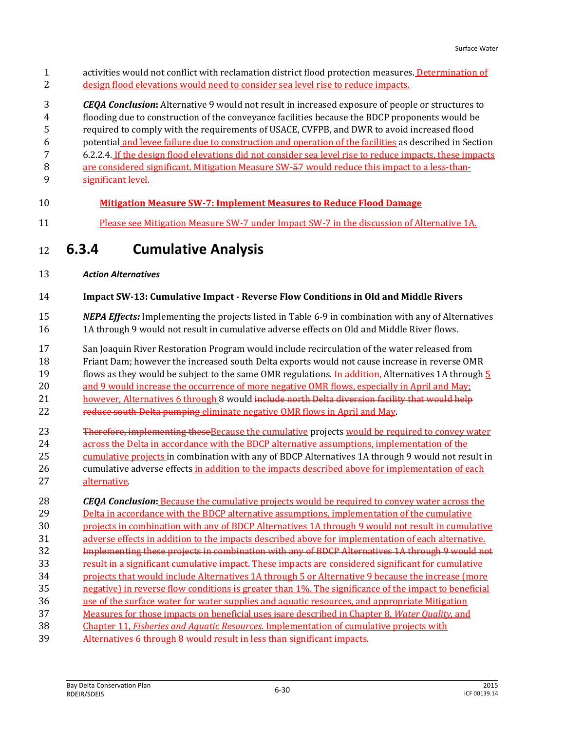activities would not conflict with reclamation district flood protection measures. Determination of design flood elevations would need to consider sea level rise to reduce impacts.

***CEQA Conclusion*:** Alternative 9 would not result in increased exposure of people or structures to flooding due to construction of the conveyance facilities because the BDCP proponents would be required to comply with the requirements of USACE, CVFPB, and DWR to avoid increased flood potential and levee failure due to construction and operation of the facilities as described in Section 6.2.2.4. If the design flood elevations did not consider sea level rise to reduce impacts, these impacts are considered significant. Mitigation Measure SW-57 would reduce this impact to a less-than-significant level.

**Mitigation Measure SW-7: Implement Measures to Reduce Flood Damage**

Please see Mitigation Measure SW-7 under Impact SW-7 in the discussion of Alternative 1A.

## 6.3.4 Cumulative Analysis

***Action Alternatives***

**Impact SW-13: Cumulative Impact - Reverse Flow Conditions in Old and Middle Rivers**

***NEPA Effects:*** Implementing the projects listed in Table 6-9 in combination with any of Alternatives 1A through 9 would not result in cumulative adverse effects on Old and Middle River flows.

San Joaquin River Restoration Program would include recirculation of the water released from Friant Dam; however the increased south Delta exports would not cause increase in reverse OMR flows as they would be subject to the same OMR regulations. In addition, Alternatives 1A through 5 and 9 would increase the occurrence of more negative OMR flows, especially in April and May; however, Alternatives 6 through 8 would include north Delta diversion facility that would help reduce south Delta pumping eliminate negative OMR flows in April and May.

Therefore, implementing theseBecause the cumulative projects would be required to convey water across the Delta in accordance with the BDCP alternative assumptions, implementation of the cumulative projects in combination with any of BDCP Alternatives 1A through 9 would not result in cumulative adverse effects in addition to the impacts described above for implementation of each alternative.

***CEQA Conclusion*:** Because the cumulative projects would be required to convey water across the Delta in accordance with the BDCP alternative assumptions, implementation of the cumulative projects in combination with any of BDCP Alternatives 1A through 9 would not result in cumulative adverse effects in addition to the impacts described above for implementation of each alternative. Implementing these projects in combination with any of BDCP Alternatives 1A through 9 would not result in a significant cumulative impact. These impacts are considered significant for cumulative projects that would include Alternatives 1A through 5 or Alternative 9 because the increase (more negative) in reverse flow conditions is greater than 1%. The significance of the impact to beneficial use of the surface water for water supplies and aquatic resources, and appropriate Mitigation Measures for those impacts on beneficial uses isare described in Chapter 8, *Water Quality*, and Chapter 11, *Fisheries and Aquatic Resources*. Implementation of cumulative projects with Alternatives 6 through 8 would result in less than significant impacts.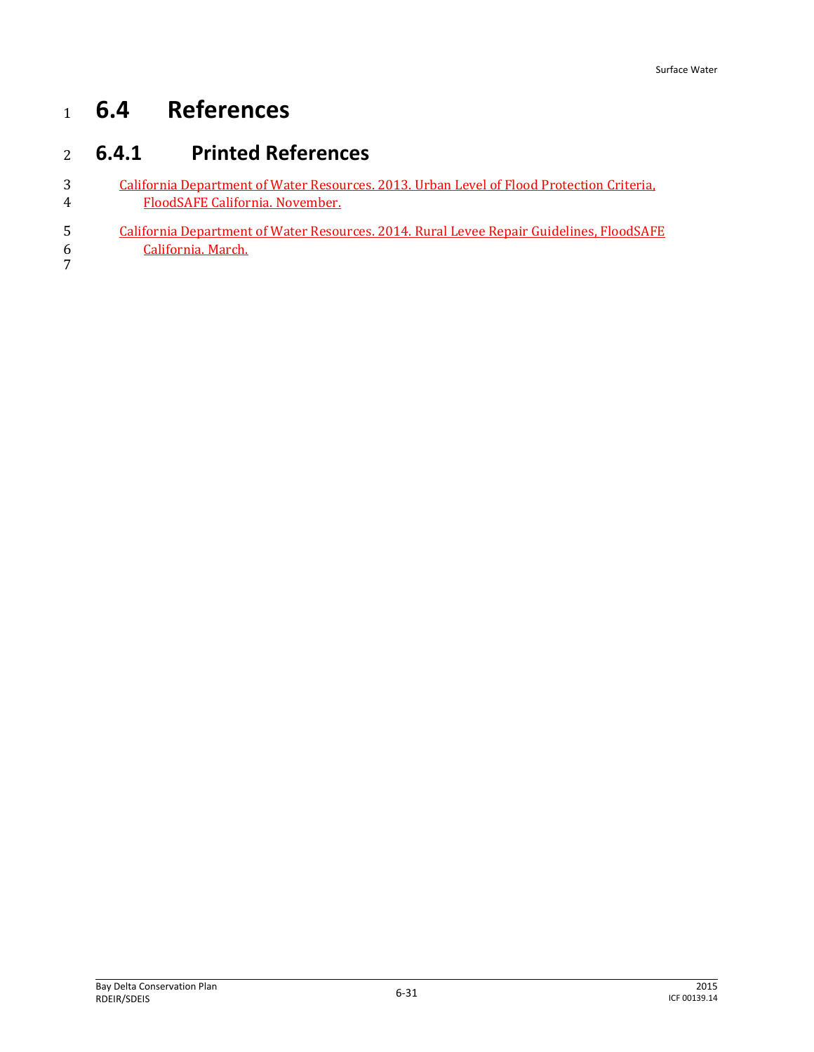# 6.4 References

## 6.4.1 Printed References

California Department of Water Resources. 2013. Urban Level of Flood Protection Criteria, FloodSAFE California. November.

California Department of Water Resources. 2014. Rural Levee Repair Guidelines, FloodSAFE California. March.